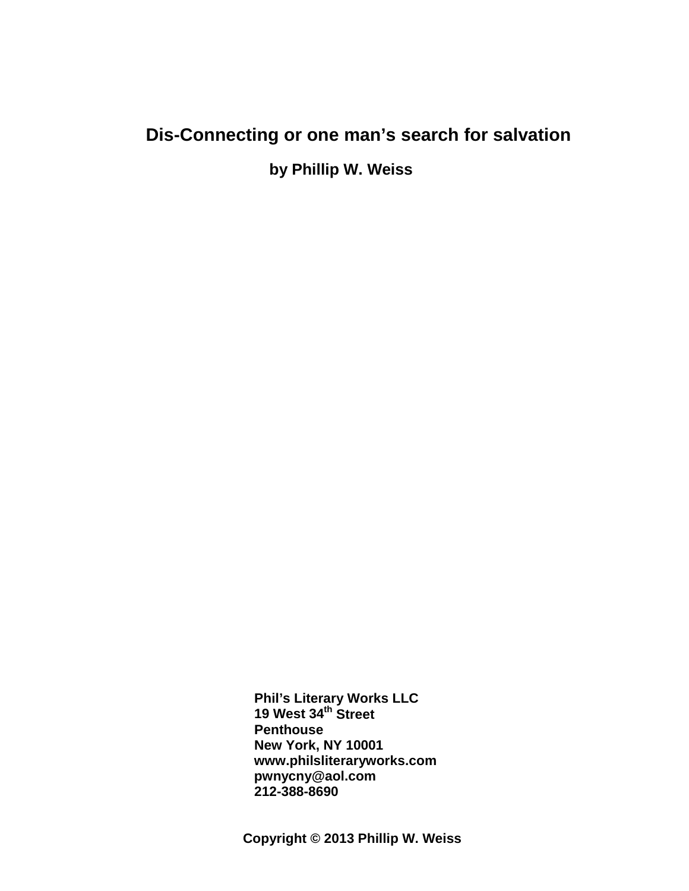# Dis-Connecting or one man's search for salvation

**by Phillip W. Weiss**

**Phil's Literary Works LLC**
**19 West 34th Street**
**Penthouse**
**New York, NY 10001**
**www.philsliteraryworks.com**
**pwnycny@aol.com**
**212-388-8690**

**Copyright © 2013 Phillip W. Weiss**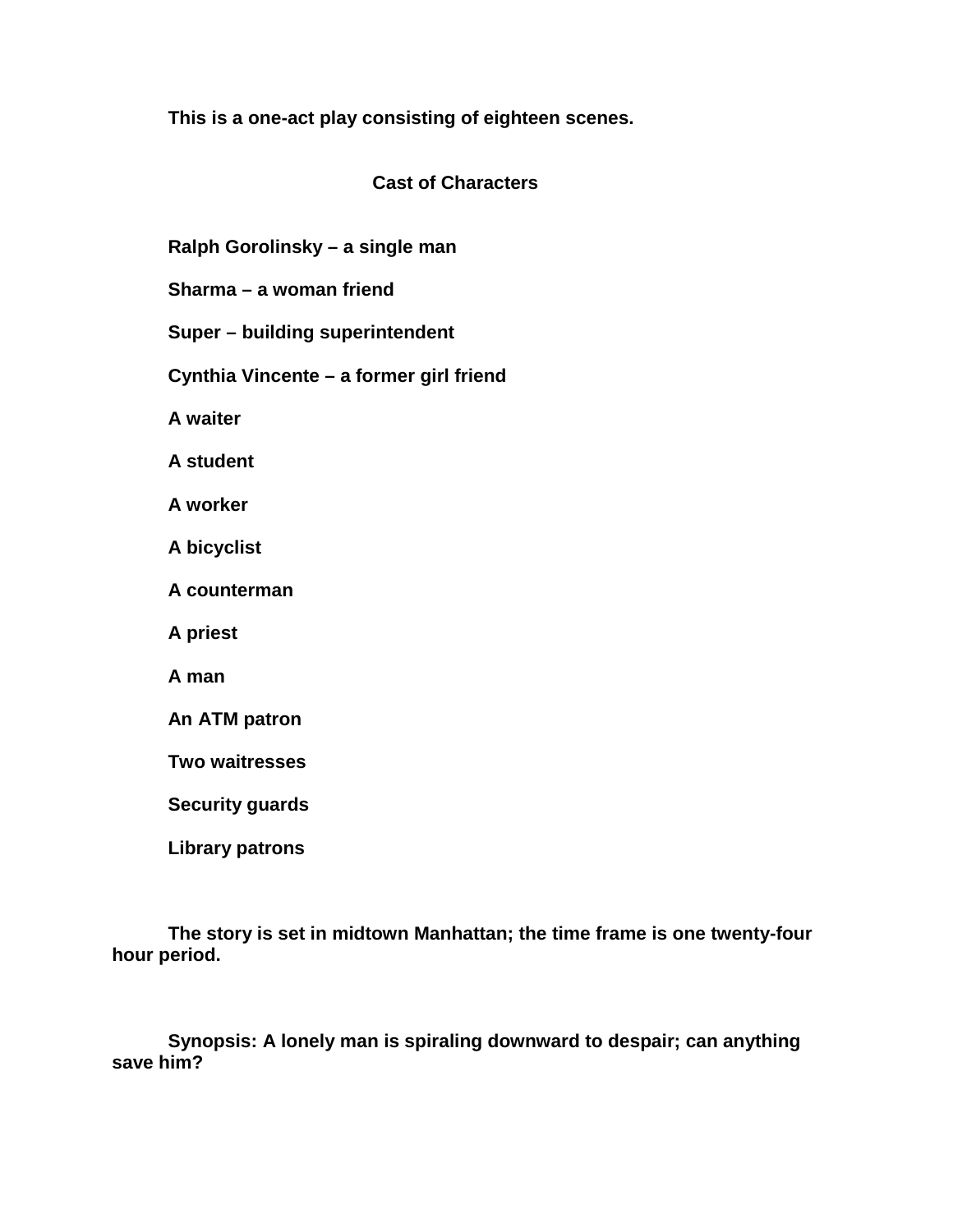**This is a one-act play consisting of eighteen scenes.**

## Cast of Characters

**Ralph Gorolinsky – a single man**

**Sharma – a woman friend**

**Super – building superintendent**

**Cynthia Vincente – a former girl friend**

**A waiter**

**A student**

**A worker**

**A bicyclist**

**A counterman**

**A priest**

**A man**

**An ATM patron**

**Two waitresses**

**Security guards**

**Library patrons**

**The story is set in midtown Manhattan; the time frame is one twenty-four hour period.**

**Synopsis: A lonely man is spiraling downward to despair; can anything save him?**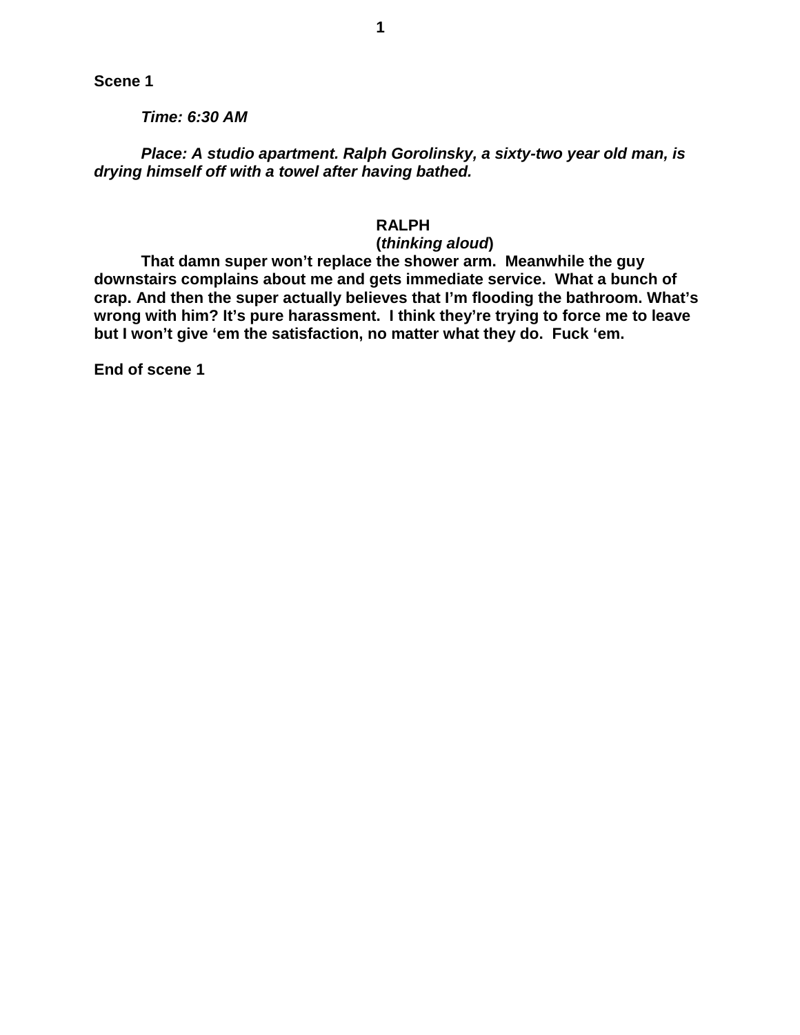**Scene 1**

***Time: 6:30 AM***

***Place: A studio apartment. Ralph Gorolinsky, a sixty-two year old man, is drying himself off with a towel after having bathed.***

**RALPH**
**(*thinking aloud*)**

**That damn super won't replace the shower arm. Meanwhile the guy downstairs complains about me and gets immediate service. What a bunch of crap. And then the super actually believes that I'm flooding the bathroom. What's wrong with him? It's pure harassment. I think they're trying to force me to leave but I won't give 'em the satisfaction, no matter what they do. Fuck 'em.**

**End of scene 1**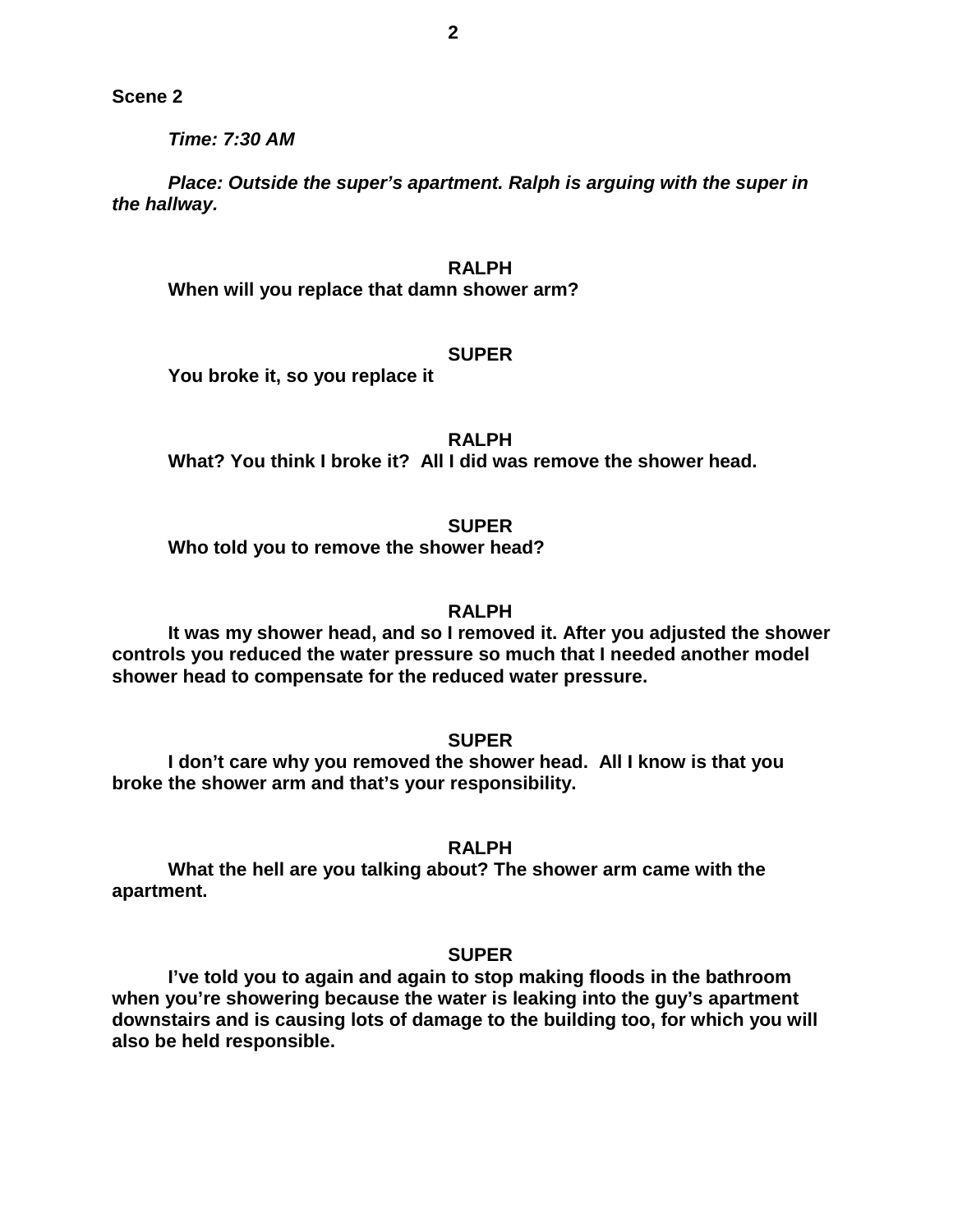**Scene 2**

***Time: 7:30 AM***

***Place: Outside the super's apartment. Ralph is arguing with the super in the hallway.***

**RALPH**

**When will you replace that damn shower arm?**

**SUPER**

**You broke it, so you replace it**

**RALPH**

**What? You think I broke it? All I did was remove the shower head.**

**SUPER**

**Who told you to remove the shower head?**

**RALPH**

**It was my shower head, and so I removed it. After you adjusted the shower controls you reduced the water pressure so much that I needed another model shower head to compensate for the reduced water pressure.**

**SUPER**

**I don't care why you removed the shower head. All I know is that you broke the shower arm and that's your responsibility.**

**RALPH**

**What the hell are you talking about? The shower arm came with the apartment.**

**SUPER**

**I've told you to again and again to stop making floods in the bathroom when you're showering because the water is leaking into the guy's apartment downstairs and is causing lots of damage to the building too, for which you will also be held responsible.**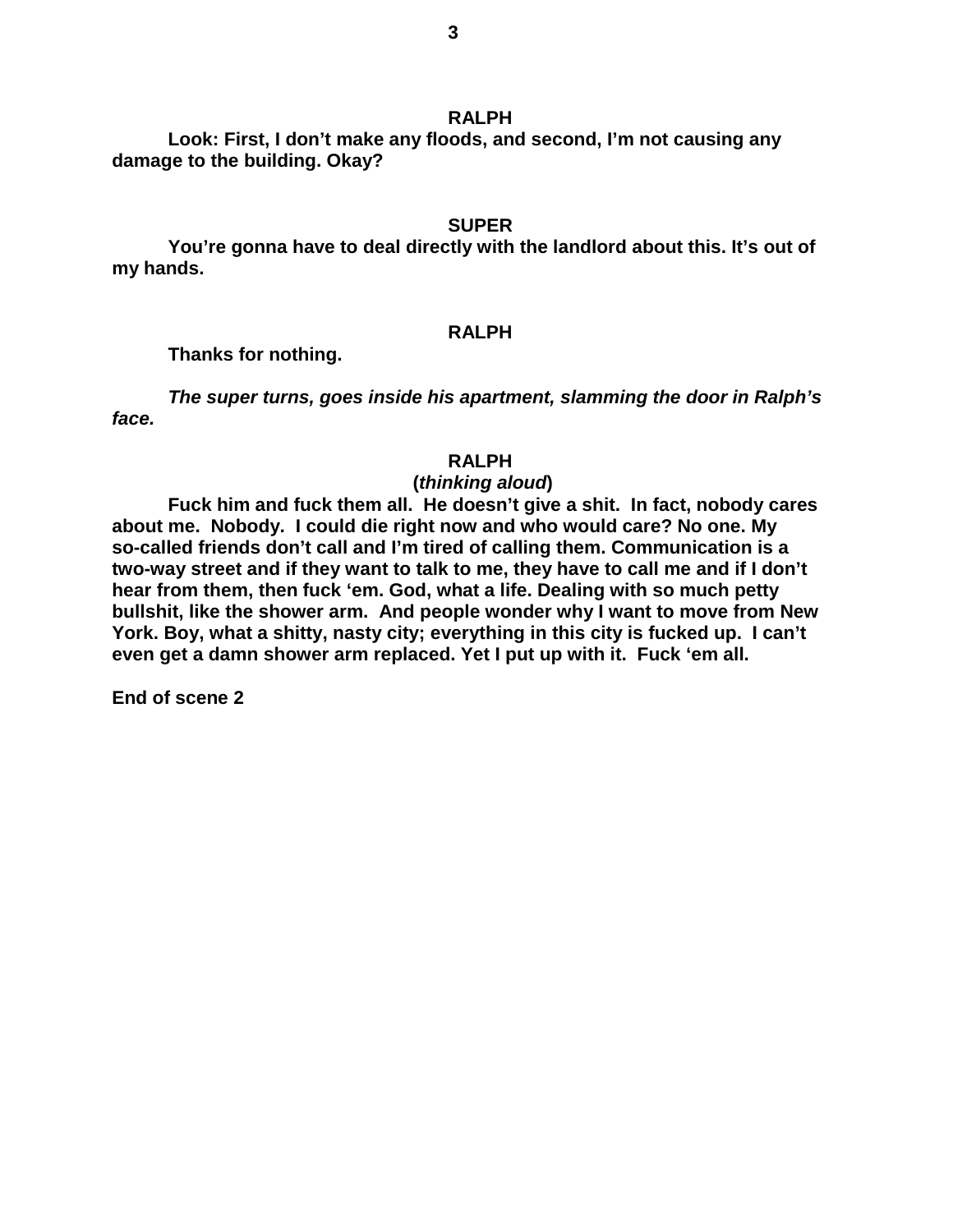**RALPH**

**Look: First, I don't make any floods, and second, I'm not causing any damage to the building. Okay?**

**SUPER**

**You're gonna have to deal directly with the landlord about this. It's out of my hands.**

**RALPH**

**Thanks for nothing.**

***The super turns, goes inside his apartment, slamming the door in Ralph's face.***

**RALPH**

**(*thinking aloud*)**

**Fuck him and fuck them all. He doesn't give a shit. In fact, nobody cares about me. Nobody. I could die right now and who would care? No one. My so-called friends don't call and I'm tired of calling them. Communication is a two-way street and if they want to talk to me, they have to call me and if I don't hear from them, then fuck 'em. God, what a life. Dealing with so much petty bullshit, like the shower arm. And people wonder why I want to move from New York. Boy, what a shitty, nasty city; everything in this city is fucked up. I can't even get a damn shower arm replaced. Yet I put up with it. Fuck 'em all.**

**End of scene 2**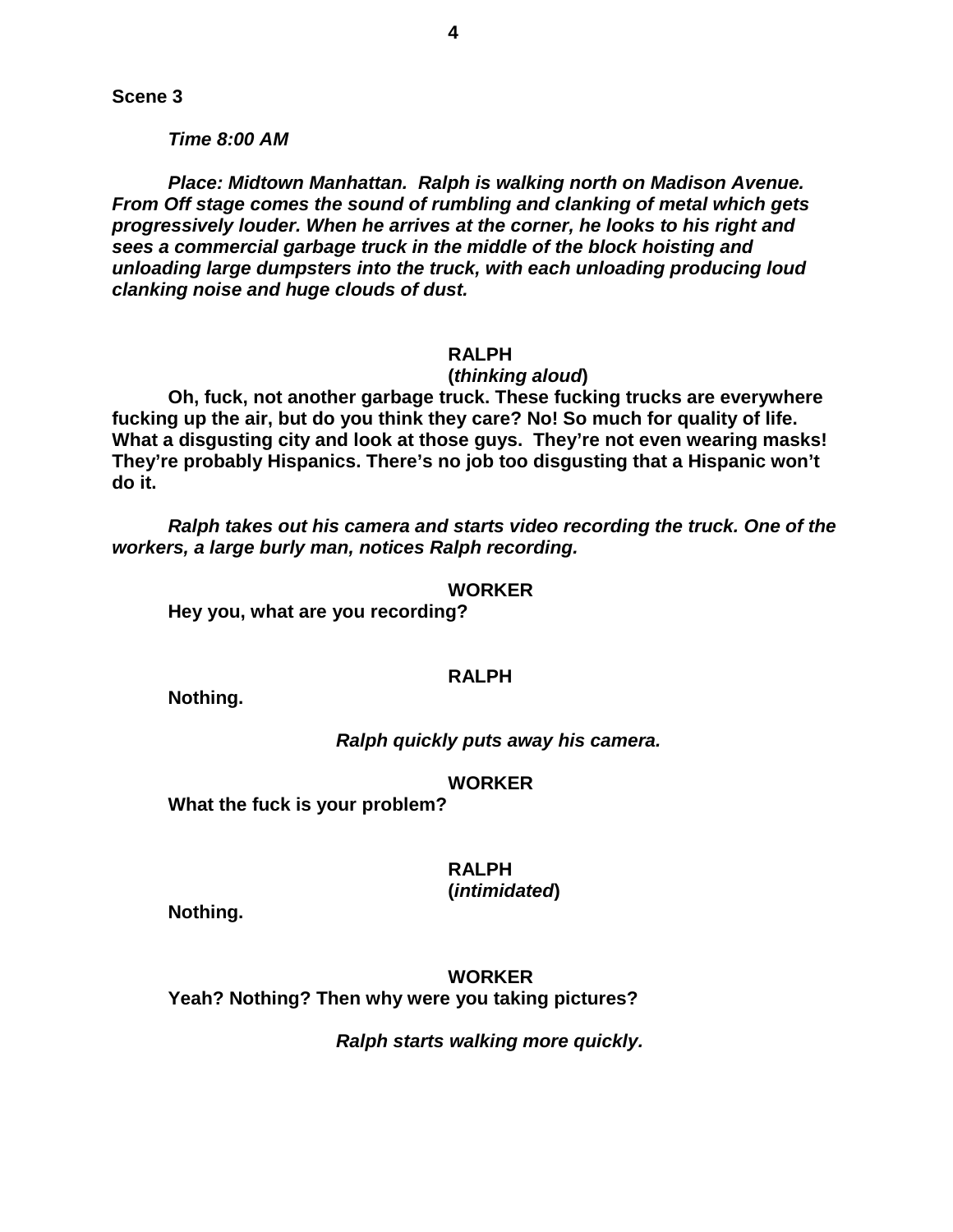**Scene 3**

***Time 8:00 AM***

***Place: Midtown Manhattan. Ralph is walking north on Madison Avenue. From Off stage comes the sound of rumbling and clanking of metal which gets progressively louder. When he arrives at the corner, he looks to his right and sees a commercial garbage truck in the middle of the block hoisting and unloading large dumpsters into the truck, with each unloading producing loud clanking noise and huge clouds of dust.***

**RALPH**
**(*thinking aloud*)**

**Oh, fuck, not another garbage truck. These fucking trucks are everywhere fucking up the air, but do you think they care? No! So much for quality of life. What a disgusting city and look at those guys. They're not even wearing masks! They're probably Hispanics. There's no job too disgusting that a Hispanic won't do it.**

***Ralph takes out his camera and starts video recording the truck. One of the workers, a large burly man, notices Ralph recording.***

**WORKER**

**Hey you, what are you recording?**

**RALPH**

**Nothing.**

***Ralph quickly puts away his camera.***

**WORKER**

**What the fuck is your problem?**

**RALPH**
**(*intimidated*)**

**Nothing.**

**WORKER**

**Yeah? Nothing? Then why were you taking pictures?**

***Ralph starts walking more quickly.***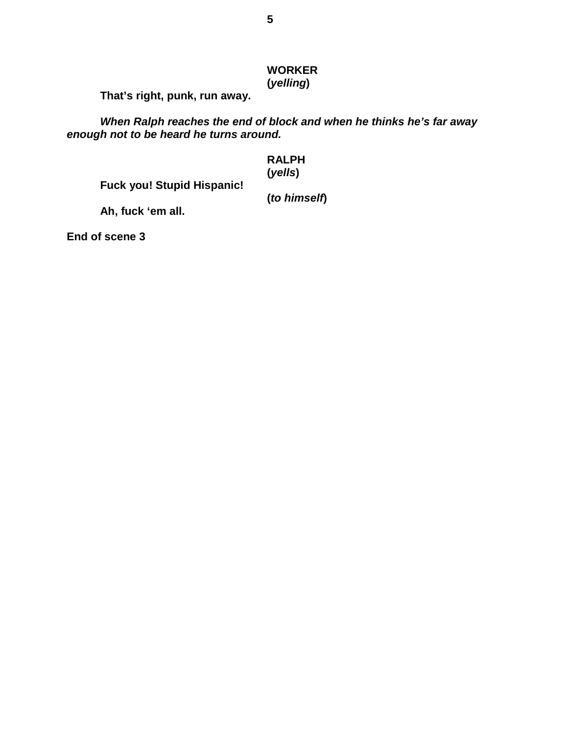**WORKER**
**(*yelling*)**

**That's right, punk, run away.**

***When Ralph reaches the end of block and when he thinks he's far away enough not to be heard he turns around.***

**RALPH**
**(*yells*)**

**Fuck you! Stupid Hispanic!**

**(*to himself*)**

**Ah, fuck 'em all.**

**End of scene 3**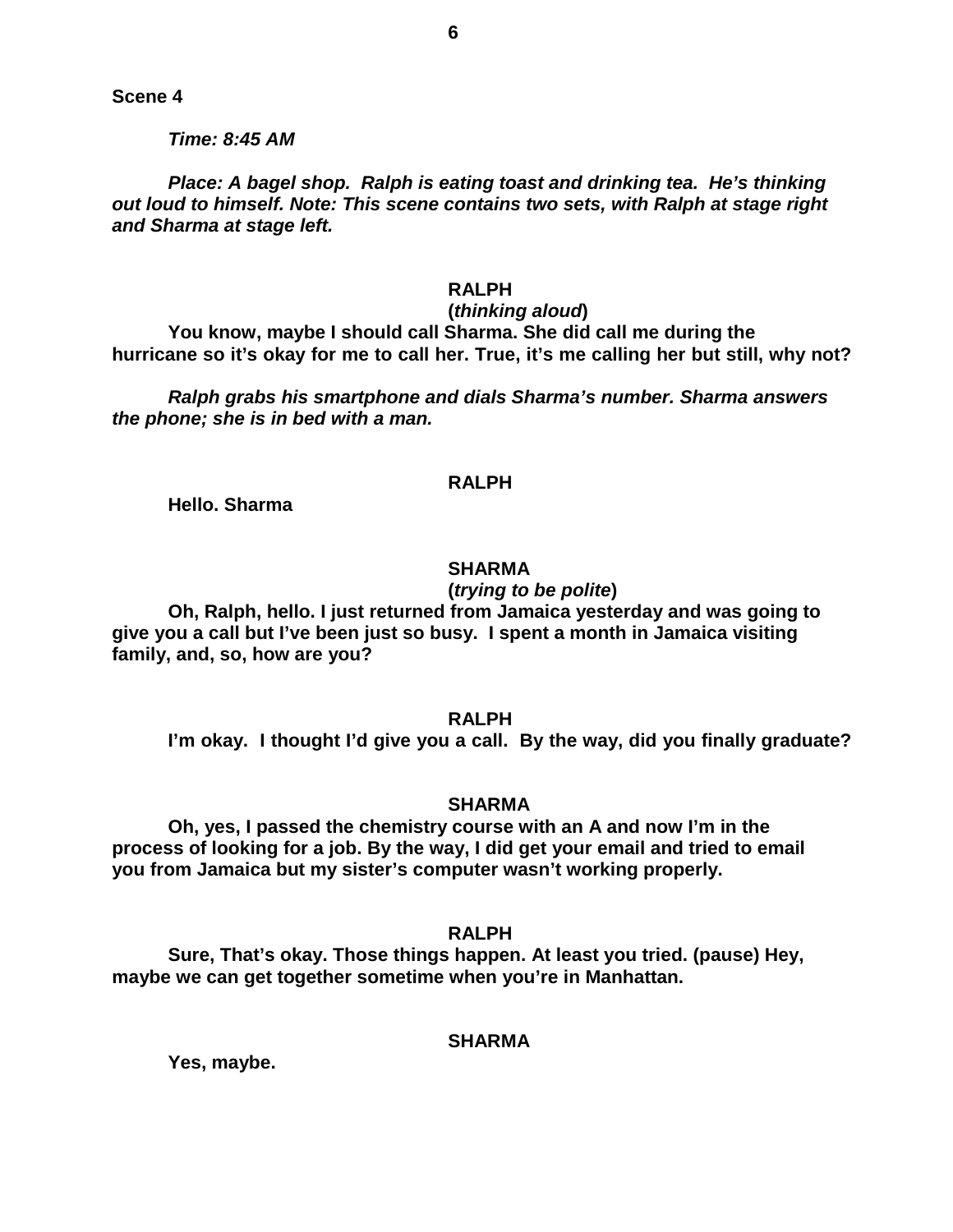**Scene 4**

***Time: 8:45 AM***

***Place: A bagel shop. Ralph is eating toast and drinking tea. He's thinking out loud to himself. Note: This scene contains two sets, with Ralph at stage right and Sharma at stage left.***

**RALPH**

**(*thinking aloud*)**

**You know, maybe I should call Sharma. She did call me during the hurricane so it's okay for me to call her. True, it's me calling her but still, why not?**

***Ralph grabs his smartphone and dials Sharma's number. Sharma answers the phone; she is in bed with a man.***

**RALPH**

**Hello. Sharma**

**SHARMA**

**(*trying to be polite*)**

**Oh, Ralph, hello. I just returned from Jamaica yesterday and was going to give you a call but I've been just so busy. I spent a month in Jamaica visiting family, and, so, how are you?**

**RALPH**

**I'm okay. I thought I'd give you a call. By the way, did you finally graduate?**

**SHARMA**

**Oh, yes, I passed the chemistry course with an A and now I'm in the process of looking for a job. By the way, I did get your email and tried to email you from Jamaica but my sister's computer wasn't working properly.**

**RALPH**

**Sure, That's okay. Those things happen. At least you tried. (pause) Hey, maybe we can get together sometime when you're in Manhattan.**

**SHARMA**

**Yes, maybe.**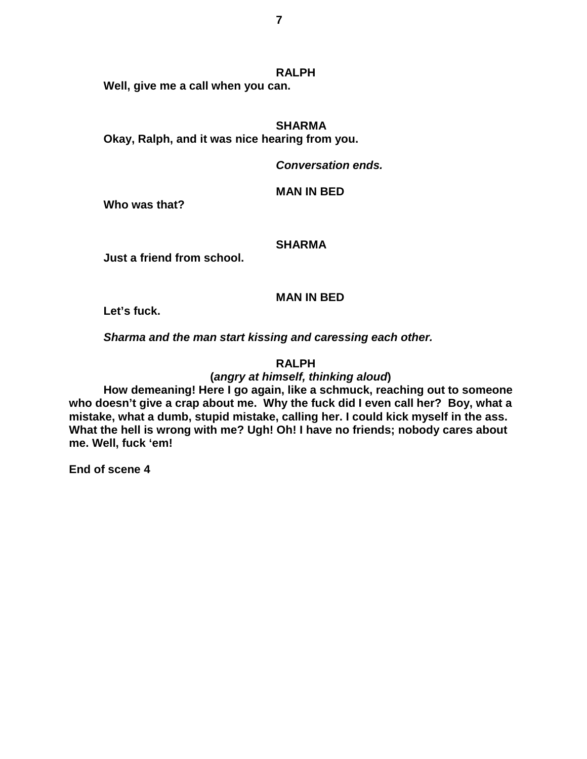**RALPH**

**Well, give me a call when you can.**

**SHARMA**

**Okay, Ralph, and it was nice hearing from you.**

***Conversation ends.***

**MAN IN BED**

**Who was that?**

**SHARMA**

**Just a friend from school.**

**MAN IN BED**

**Let's fuck.**

***Sharma and the man start kissing and caressing each other.***

**RALPH**

**(*angry at himself, thinking aloud*)**

**How demeaning! Here I go again, like a schmuck, reaching out to someone who doesn't give a crap about me. Why the fuck did I even call her? Boy, what a mistake, what a dumb, stupid mistake, calling her. I could kick myself in the ass. What the hell is wrong with me? Ugh! Oh! I have no friends; nobody cares about me. Well, fuck 'em!**

**End of scene 4**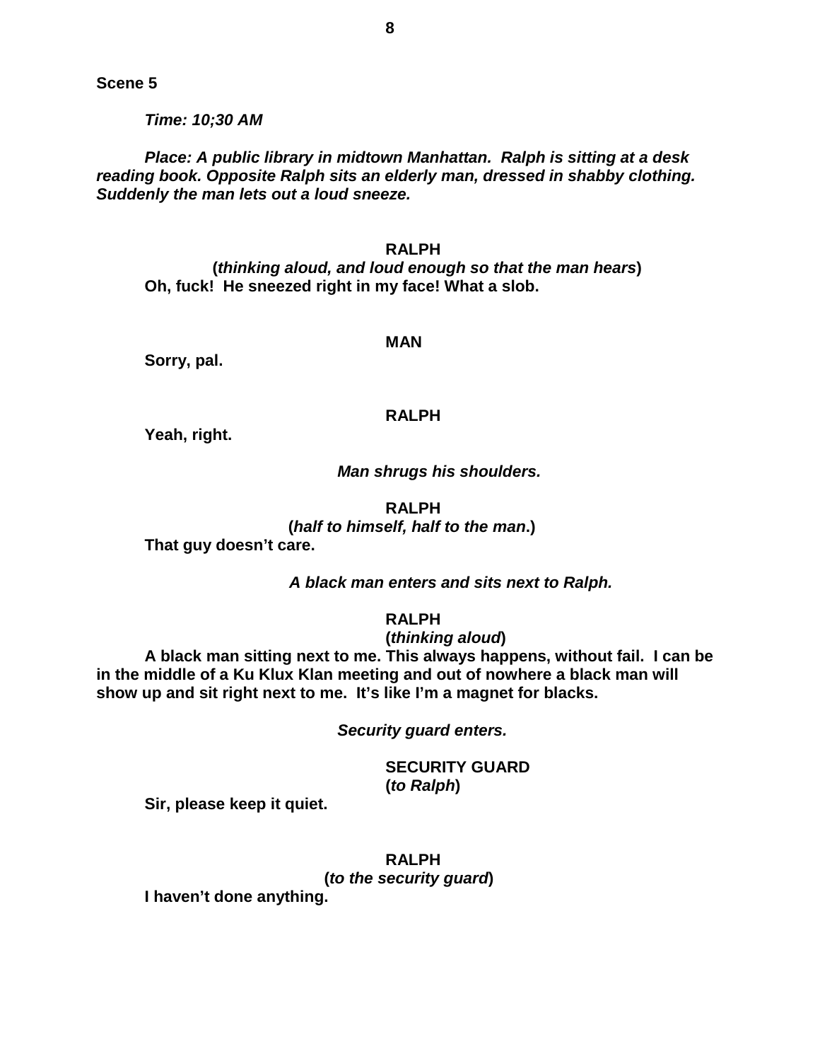**Scene 5**

***Time: 10;30 AM***

***Place: A public library in midtown Manhattan. Ralph is sitting at a desk reading book. Opposite Ralph sits an elderly man, dressed in shabby clothing. Suddenly the man lets out a loud sneeze.***

**RALPH**
**(*thinking aloud, and loud enough so that the man hears*)**
**Oh, fuck! He sneezed right in my face! What a slob.**

**MAN**
**Sorry, pal.**

**RALPH**
**Yeah, right.**

***Man shrugs his shoulders.***

**RALPH**
**(*half to himself, half to the man*.)**
**That guy doesn't care.**

***A black man enters and sits next to Ralph.***

**RALPH**
**(*thinking aloud*)**
**A black man sitting next to me. This always happens, without fail. I can be in the middle of a Ku Klux Klan meeting and out of nowhere a black man will show up and sit right next to me. It's like I'm a magnet for blacks.**

***Security guard enters.***

**SECURITY GUARD**
**(*to Ralph*)**
**Sir, please keep it quiet.**

**RALPH**
**(*to the security guard*)**
**I haven't done anything.**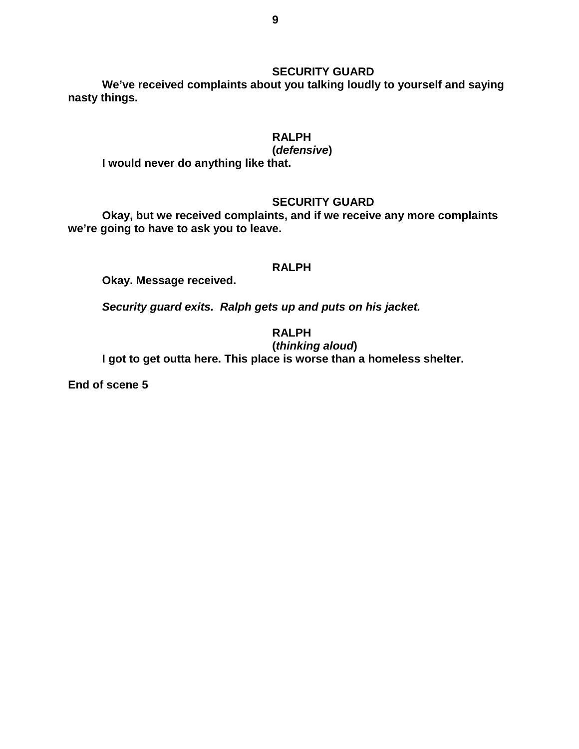**SECURITY GUARD**

**We've received complaints about you talking loudly to yourself and saying nasty things.**

**RALPH**
**(*defensive*)**

**I would never do anything like that.**

**SECURITY GUARD**

**Okay, but we received complaints, and if we receive any more complaints we're going to have to ask you to leave.**

**RALPH**

**Okay. Message received.**

***Security guard exits. Ralph gets up and puts on his jacket.***

**RALPH**
**(*thinking aloud*)**

**I got to get outta here. This place is worse than a homeless shelter.**

**End of scene 5**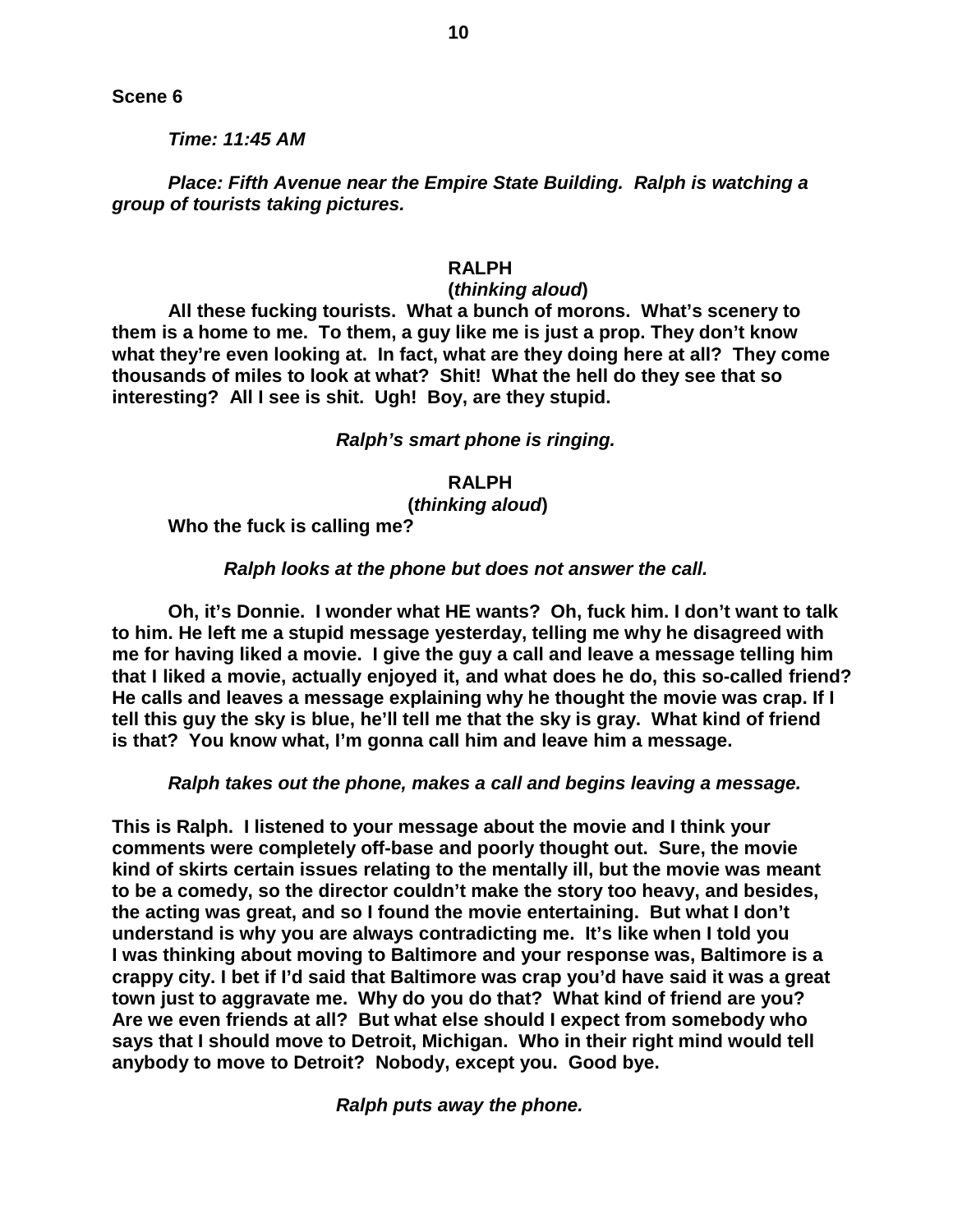**Scene 6**

***Time: 11:45 AM***

***Place: Fifth Avenue near the Empire State Building. Ralph is watching a group of tourists taking pictures.***

**RALPH**
**(*thinking aloud*)**

**All these fucking tourists. What a bunch of morons. What's scenery to them is a home to me. To them, a guy like me is just a prop. They don't know what they're even looking at. In fact, what are they doing here at all? They come thousands of miles to look at what? Shit! What the hell do they see that so interesting? All I see is shit. Ugh! Boy, are they stupid.**

***Ralph's smart phone is ringing.***

**RALPH**
**(*thinking aloud*)**

**Who the fuck is calling me?**

***Ralph looks at the phone but does not answer the call.***

**Oh, it's Donnie. I wonder what HE wants? Oh, fuck him. I don't want to talk to him. He left me a stupid message yesterday, telling me why he disagreed with me for having liked a movie. I give the guy a call and leave a message telling him that I liked a movie, actually enjoyed it, and what does he do, this so-called friend? He calls and leaves a message explaining why he thought the movie was crap. If I tell this guy the sky is blue, he'll tell me that the sky is gray. What kind of friend is that? You know what, I'm gonna call him and leave him a message.**

***Ralph takes out the phone, makes a call and begins leaving a message.***

**This is Ralph. I listened to your message about the movie and I think your comments were completely off-base and poorly thought out. Sure, the movie kind of skirts certain issues relating to the mentally ill, but the movie was meant to be a comedy, so the director couldn't make the story too heavy, and besides, the acting was great, and so I found the movie entertaining. But what I don't understand is why you are always contradicting me. It's like when I told you I was thinking about moving to Baltimore and your response was, Baltimore is a crappy city. I bet if I'd said that Baltimore was crap you'd have said it was a great town just to aggravate me. Why do you do that? What kind of friend are you? Are we even friends at all? But what else should I expect from somebody who says that I should move to Detroit, Michigan. Who in their right mind would tell anybody to move to Detroit? Nobody, except you. Good bye.**

***Ralph puts away the phone.***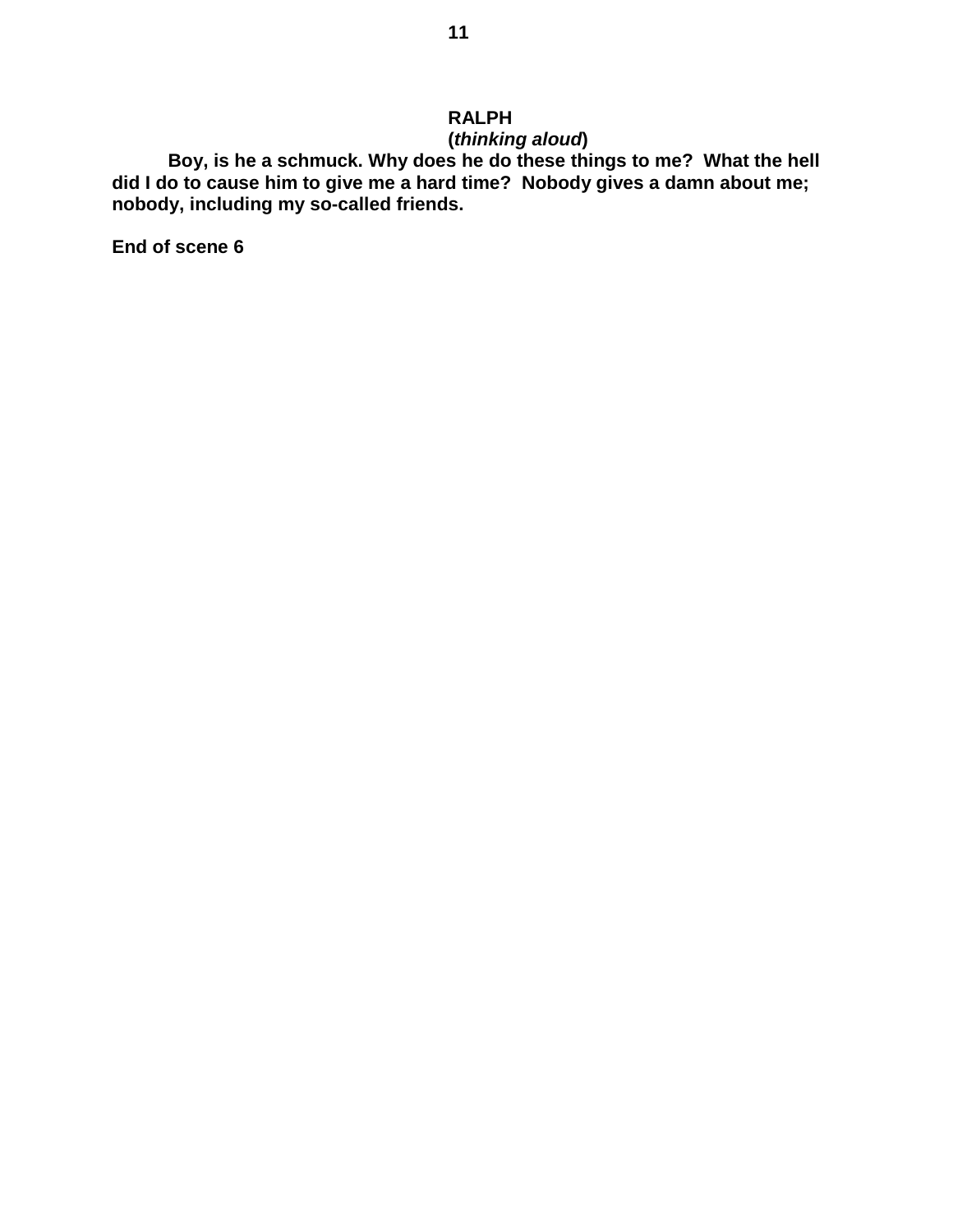**RALPH**
**(*thinking aloud*)**

**Boy, is he a schmuck. Why does he do these things to me? What the hell did I do to cause him to give me a hard time? Nobody gives a damn about me; nobody, including my so-called friends.**

**End of scene 6**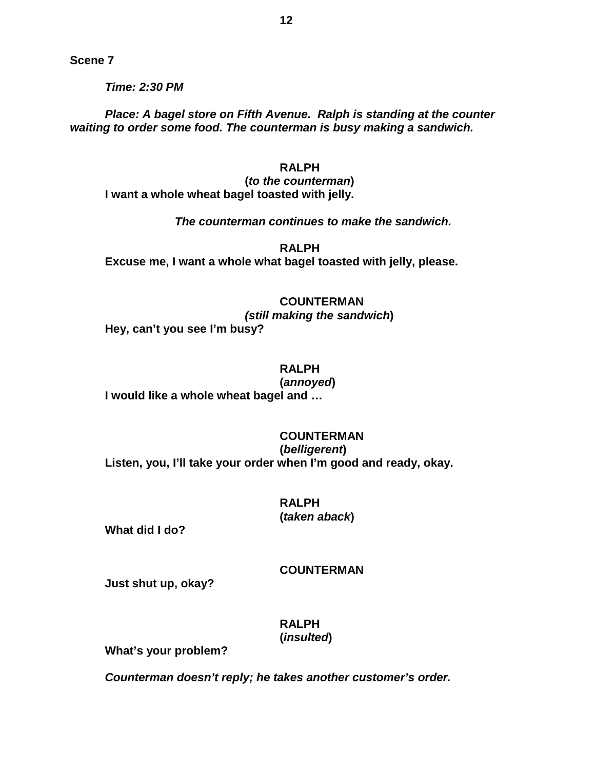**Scene 7**

***Time: 2:30 PM***

***Place: A bagel store on Fifth Avenue. Ralph is standing at the counter waiting to order some food. The counterman is busy making a sandwich.***

**RALPH**
**(*to the counterman*)**
**I want a whole wheat bagel toasted with jelly.**

***The counterman continues to make the sandwich.***

**RALPH**
**Excuse me, I want a whole what bagel toasted with jelly, please.**

**COUNTERMAN**
***(still making the sandwich*)**
**Hey, can't you see I'm busy?**

**RALPH**
**(*annoyed*)**
**I would like a whole wheat bagel and …**

**COUNTERMAN**
**(*belligerent*)**
**Listen, you, I'll take your order when I'm good and ready, okay.**

**RALPH**
**(*taken aback*)**
**What did I do?**

**COUNTERMAN**
**Just shut up, okay?**

**RALPH**
**(*insulted*)**
**What's your problem?**

***Counterman doesn't reply; he takes another customer's order.***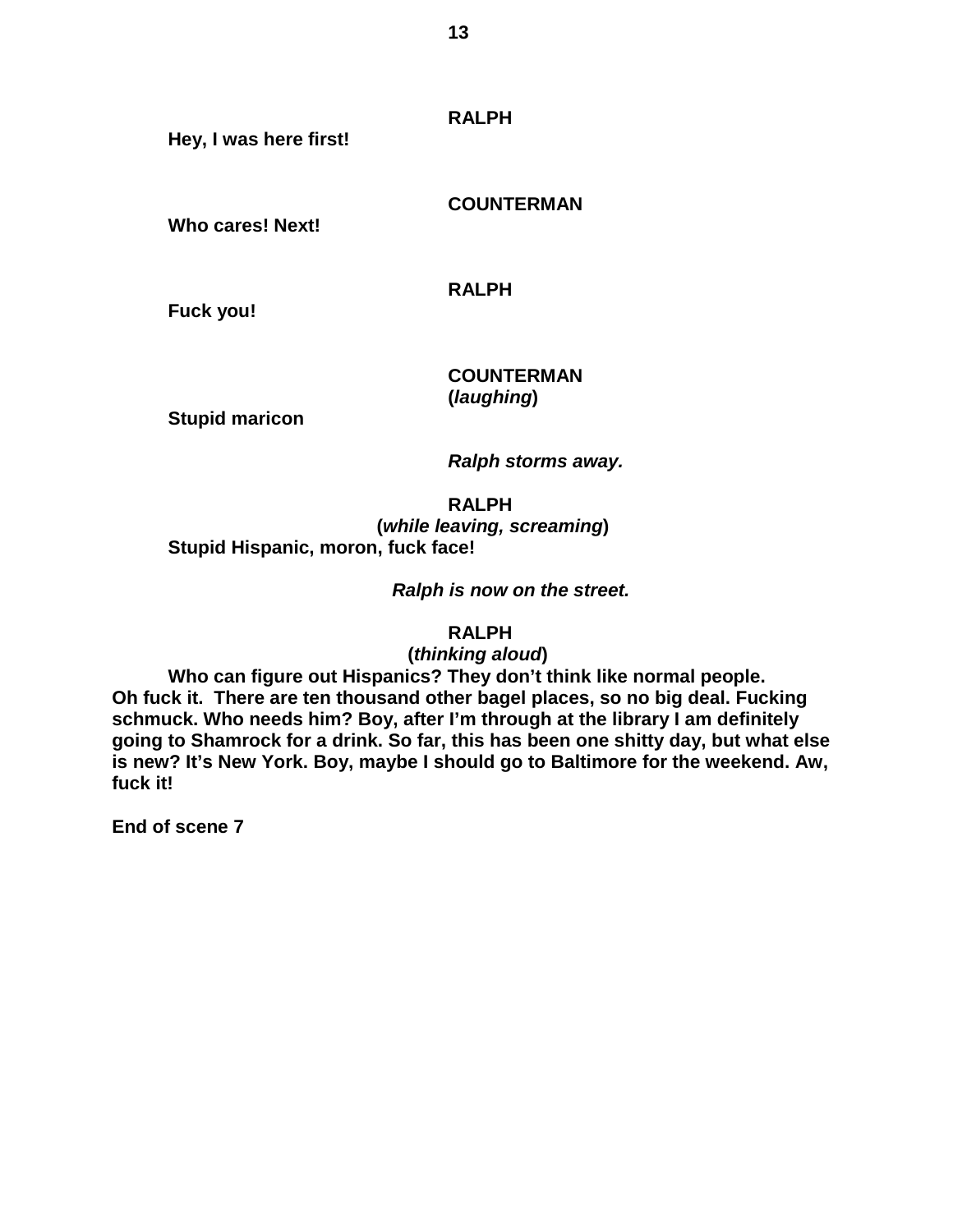**RALPH**

**Hey, I was here first!**

**COUNTERMAN**

**Who cares! Next!**

**RALPH**

**Fuck you!**

**COUNTERMAN**
**(*laughing*)**

**Stupid maricon**

***Ralph storms away.***

**RALPH**
**(*while leaving, screaming*)**

**Stupid Hispanic, moron, fuck face!**

***Ralph is now on the street.***

**RALPH**
**(*thinking aloud*)**

**Who can figure out Hispanics? They don't think like normal people. Oh fuck it. There are ten thousand other bagel places, so no big deal. Fucking schmuck. Who needs him? Boy, after I'm through at the library I am definitely going to Shamrock for a drink. So far, this has been one shitty day, but what else is new? It's New York. Boy, maybe I should go to Baltimore for the weekend. Aw, fuck it!**

**End of scene 7**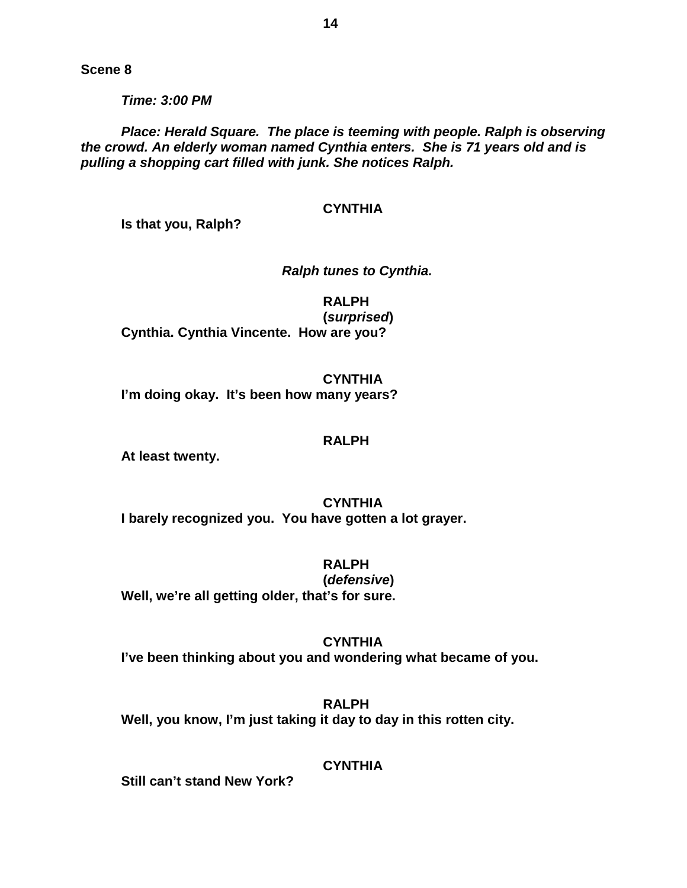**Scene 8**

***Time: 3:00 PM***

***Place: Herald Square. The place is teeming with people. Ralph is observing the crowd. An elderly woman named Cynthia enters. She is 71 years old and is pulling a shopping cart filled with junk. She notices Ralph.***

**CYNTHIA**

**Is that you, Ralph?**

***Ralph tunes to Cynthia.***

**RALPH**

**(*surprised*)**

**Cynthia. Cynthia Vincente. How are you?**

**CYNTHIA**

**I'm doing okay. It's been how many years?**

**RALPH**

**At least twenty.**

**CYNTHIA**

**I barely recognized you. You have gotten a lot grayer.**

**RALPH**

**(*defensive*)**

**Well, we're all getting older, that's for sure.**

**CYNTHIA**

**I've been thinking about you and wondering what became of you.**

**RALPH**

**Well, you know, I'm just taking it day to day in this rotten city.**

**CYNTHIA**

**Still can't stand New York?**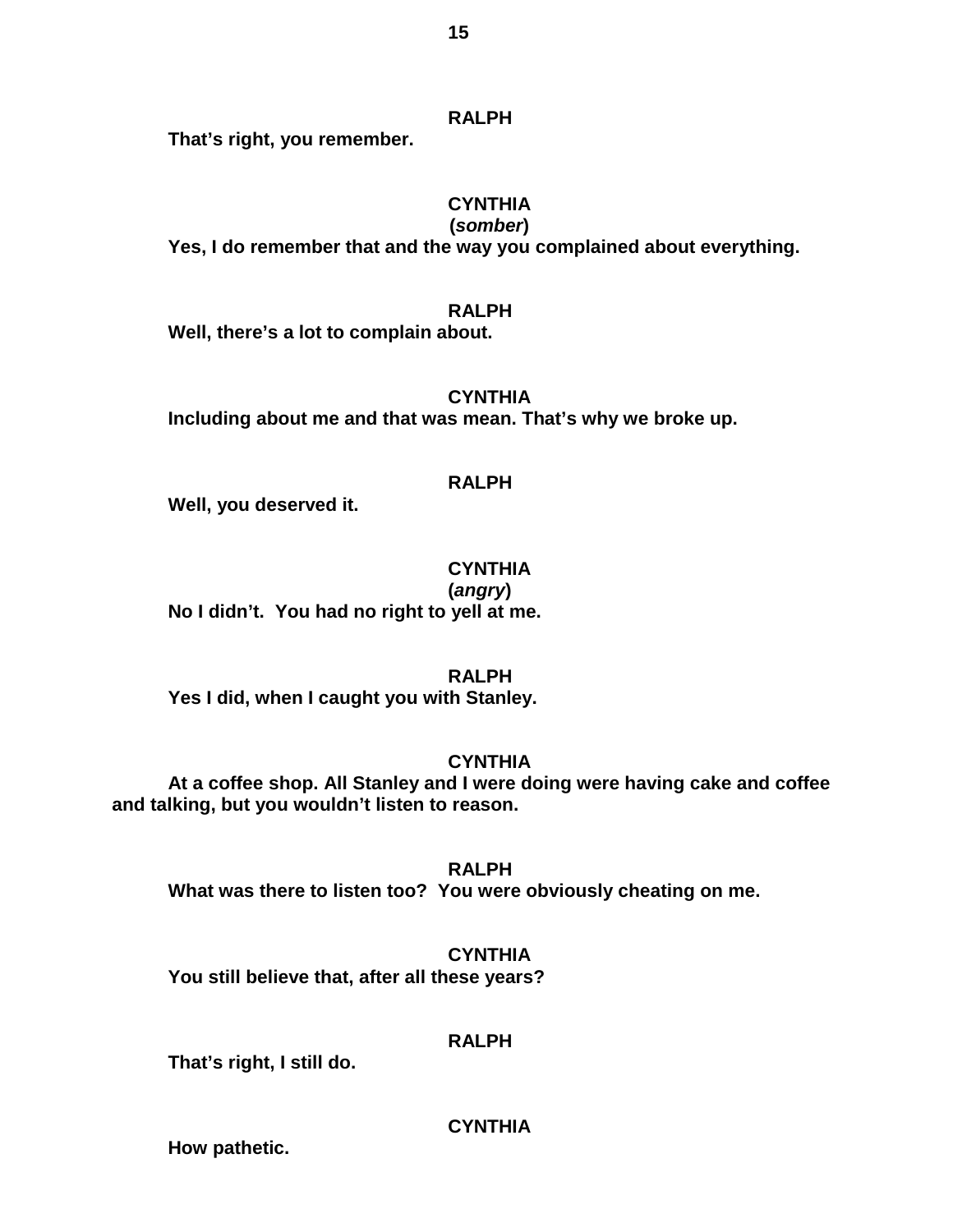**RALPH**

**That's right, you remember.**

**CYNTHIA**

**(*somber*)**

**Yes, I do remember that and the way you complained about everything.**

**RALPH**

**Well, there's a lot to complain about.**

**CYNTHIA**

**Including about me and that was mean. That's why we broke up.**

**RALPH**

**Well, you deserved it.**

**CYNTHIA**

**(*angry*)**

**No I didn't.  You had no right to yell at me.**

**RALPH**

**Yes I did, when I caught you with Stanley.**

**CYNTHIA**

**At a coffee shop. All Stanley and I were doing were having cake and coffee and talking, but you wouldn't listen to reason.**

**RALPH**

**What was there to listen too?  You were obviously cheating on me.**

**CYNTHIA**

**You still believe that, after all these years?**

**RALPH**

**That's right, I still do.**

**CYNTHIA**

**How pathetic.**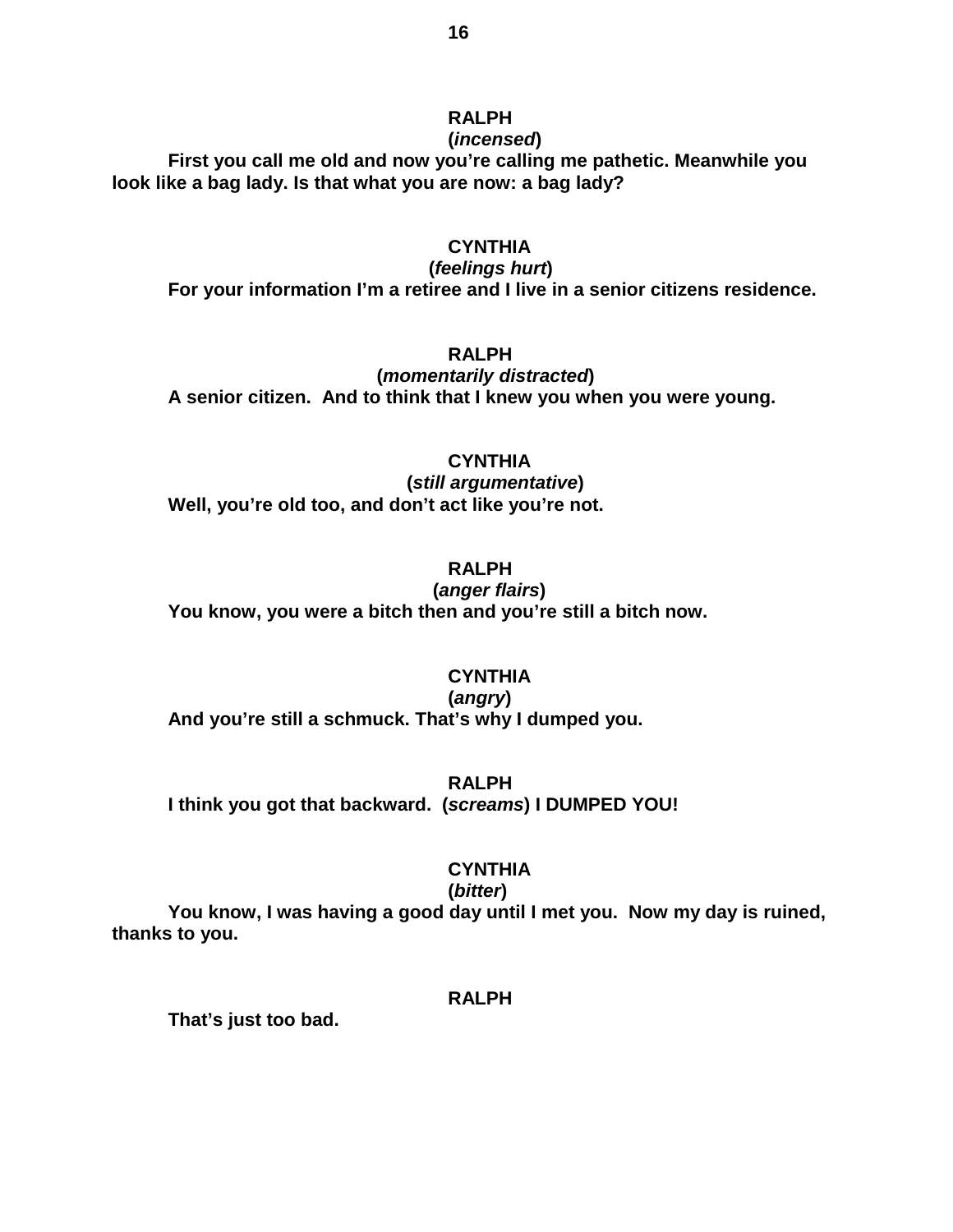**RALPH**
**(*incensed*)**
**First you call me old and now you're calling me pathetic. Meanwhile you look like a bag lady. Is that what you are now: a bag lady?**

**CYNTHIA**
**(*feelings hurt*)**
**For your information I'm a retiree and I live in a senior citizens residence.**

**RALPH**
**(*momentarily distracted*)**
**A senior citizen. And to think that I knew you when you were young.**

**CYNTHIA**
**(*still argumentative*)**
**Well, you're old too, and don't act like you're not.**

**RALPH**
**(*anger flairs*)**
**You know, you were a bitch then and you're still a bitch now.**

**CYNTHIA**
**(*angry*)**
**And you're still a schmuck. That's why I dumped you.**

**RALPH**
**I think you got that backward. (*screams*) I DUMPED YOU!**

**CYNTHIA**
**(*bitter*)**
**You know, I was having a good day until I met you. Now my day is ruined, thanks to you.**

**RALPH**
**That's just too bad.**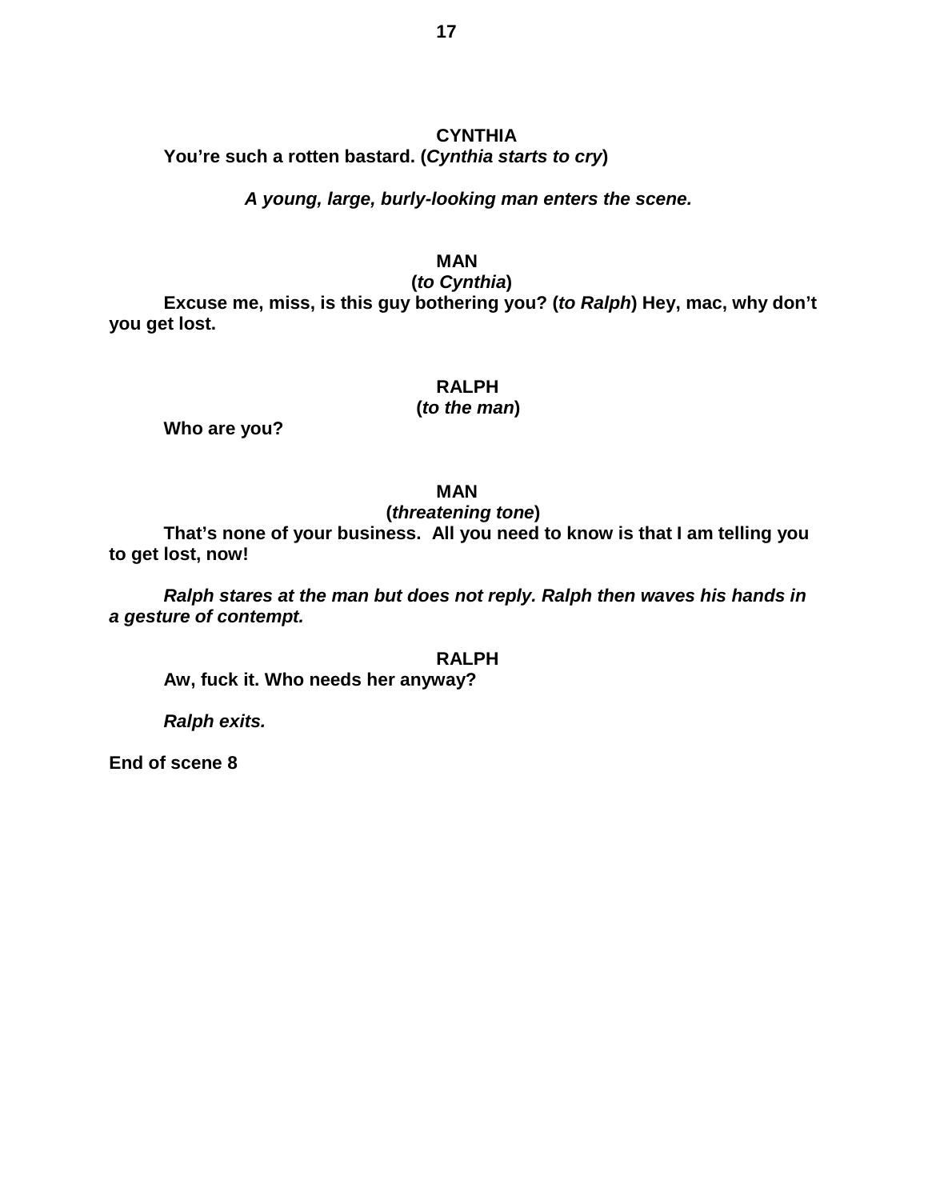**CYNTHIA**

**You're such a rotten bastard. (*Cynthia starts to cry*)**

***A young, large, burly-looking man enters the scene.***

**MAN**

**(*to Cynthia*)**

**Excuse me, miss, is this guy bothering you? (*to Ralph*) Hey, mac, why don't you get lost.**

**RALPH**

**(*to the man*)**

**Who are you?**

**MAN**

**(*threatening tone*)**

**That's none of your business. All you need to know is that I am telling you to get lost, now!**

***Ralph stares at the man but does not reply. Ralph then waves his hands in a gesture of contempt.***

**RALPH**

**Aw, fuck it. Who needs her anyway?**

***Ralph exits.***

**End of scene 8**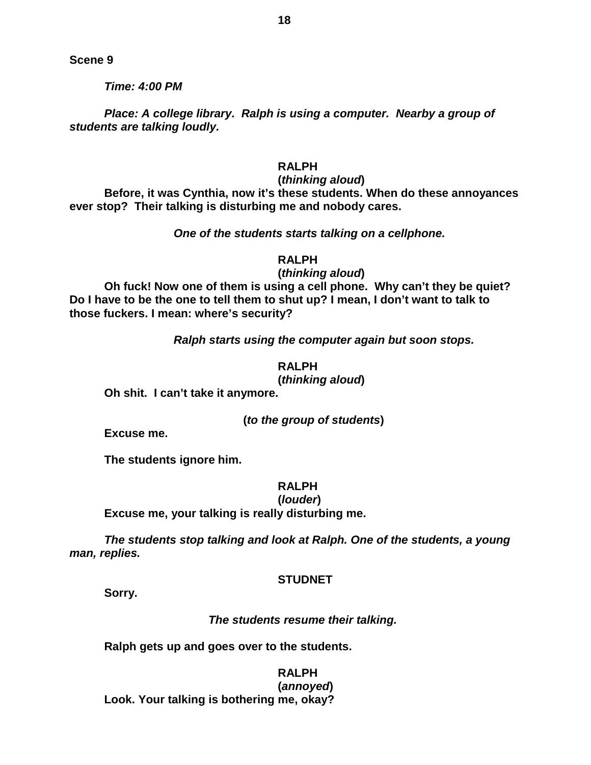**Scene 9**

***Time: 4:00 PM***

***Place: A college library. Ralph is using a computer. Nearby a group of students are talking loudly.***

**RALPH**
**(*thinking aloud*)**
**Before, it was Cynthia, now it's these students. When do these annoyances ever stop? Their talking is disturbing me and nobody cares.**

***One of the students starts talking on a cellphone.***

**RALPH**
**(*thinking aloud*)**
**Oh fuck! Now one of them is using a cell phone. Why can't they be quiet? Do I have to be the one to tell them to shut up? I mean, I don't want to talk to those fuckers. I mean: where's security?**

***Ralph starts using the computer again but soon stops.***

**RALPH**
**(*thinking aloud*)**
**Oh shit. I can't take it anymore.**

**(*to the group of students*)**
**Excuse me.**

**The students ignore him.**

**RALPH**
**(*louder*)**
**Excuse me, your talking is really disturbing me.**

***The students stop talking and look at Ralph. One of the students, a young man, replies.***

**STUDNET**
**Sorry.**

***The students resume their talking.***

**Ralph gets up and goes over to the students.**

**RALPH**
**(*annoyed*)**
**Look. Your talking is bothering me, okay?**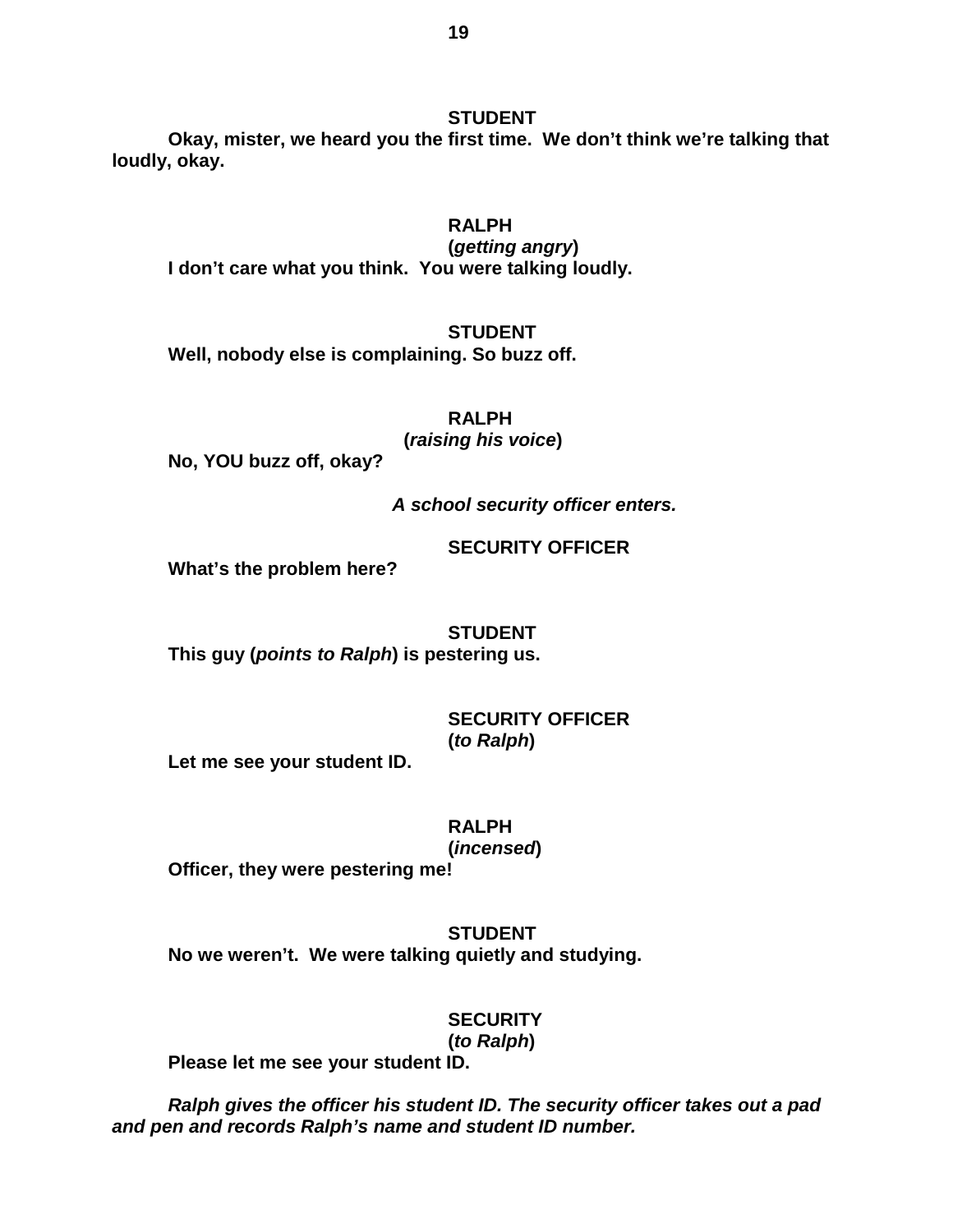**STUDENT**

**Okay, mister, we heard you the first time. We don't think we're talking that loudly, okay.**

**RALPH**

**(*getting angry*)**

**I don't care what you think. You were talking loudly.**

**STUDENT**

**Well, nobody else is complaining. So buzz off.**

**RALPH**

**(*raising his voice*)**

**No, YOU buzz off, okay?**

***A school security officer enters.***

**SECURITY OFFICER**

**What's the problem here?**

**STUDENT**

**This guy (*points to Ralph*) is pestering us.**

**SECURITY OFFICER**

**(*to Ralph*)**

**Let me see your student ID.**

**RALPH**

**(*incensed*)**

**Officer, they were pestering me!**

**STUDENT**

**No we weren't. We were talking quietly and studying.**

**SECURITY**

**(*to Ralph*)**

**Please let me see your student ID.**

***Ralph gives the officer his student ID. The security officer takes out a pad and pen and records Ralph's name and student ID number.***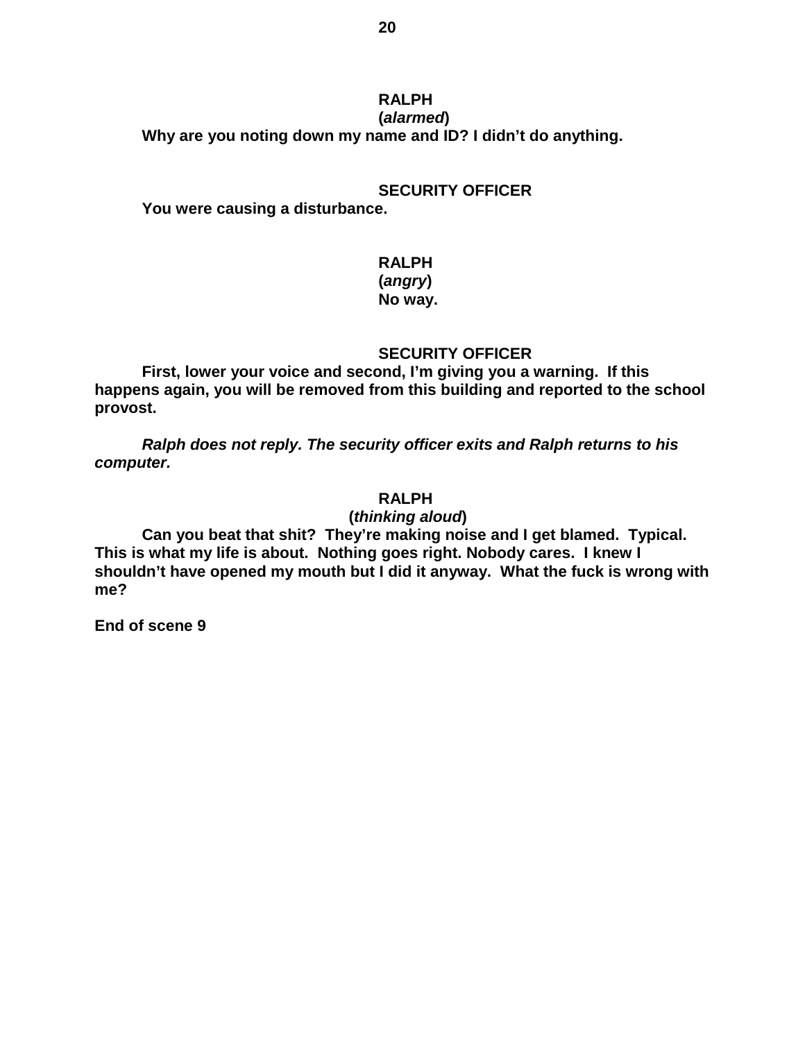**RALPH**
**(*alarmed*)**
**Why are you noting down my name and ID? I didn't do anything.**

**SECURITY OFFICER**
**You were causing a disturbance.**

**RALPH**
**(*angry*)**
**No way.**

**SECURITY OFFICER**
**First, lower your voice and second, I'm giving you a warning. If this happens again, you will be removed from this building and reported to the school provost.**

***Ralph does not reply. The security officer exits and Ralph returns to his computer.***

**RALPH**
**(*thinking aloud*)**
**Can you beat that shit? They're making noise and I get blamed. Typical. This is what my life is about. Nothing goes right. Nobody cares. I knew I shouldn't have opened my mouth but I did it anyway. What the fuck is wrong with me?**

**End of scene 9**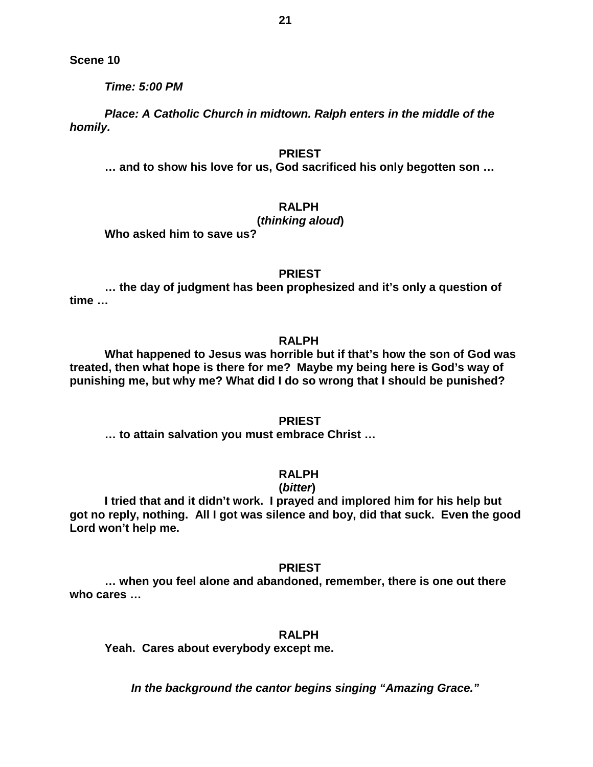**Scene 10**

***Time: 5:00 PM***

***Place: A Catholic Church in midtown. Ralph enters in the middle of the homily.***

**PRIEST**

**… and to show his love for us, God sacrificed his only begotten son …**

**RALPH**

**(*thinking aloud*)**

**Who asked him to save us?**

**PRIEST**

**… the day of judgment has been prophesized and it's only a question of time …**

**RALPH**

**What happened to Jesus was horrible but if that's how the son of God was treated, then what hope is there for me? Maybe my being here is God's way of punishing me, but why me? What did I do so wrong that I should be punished?**

**PRIEST**

**… to attain salvation you must embrace Christ …**

**RALPH**

**(*bitter*)**

**I tried that and it didn't work. I prayed and implored him for his help but got no reply, nothing. All I got was silence and boy, did that suck. Even the good Lord won't help me.**

**PRIEST**

**… when you feel alone and abandoned, remember, there is one out there who cares …**

**RALPH**

**Yeah. Cares about everybody except me.**

***In the background the cantor begins singing "Amazing Grace."***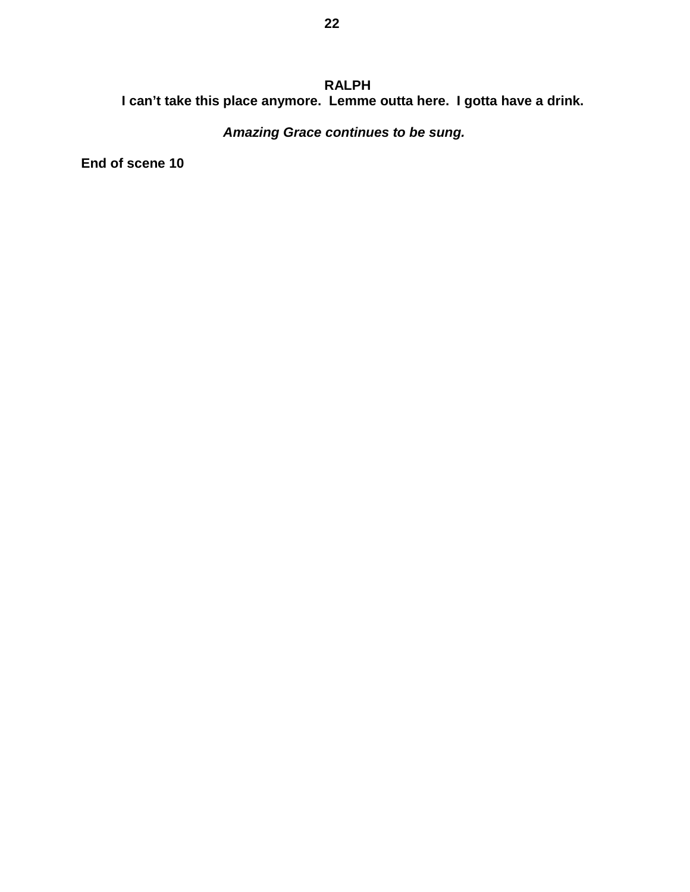**RALPH**
**I can't take this place anymore. Lemme outta here. I gotta have a drink.**

***Amazing Grace continues to be sung.***

**End of scene 10**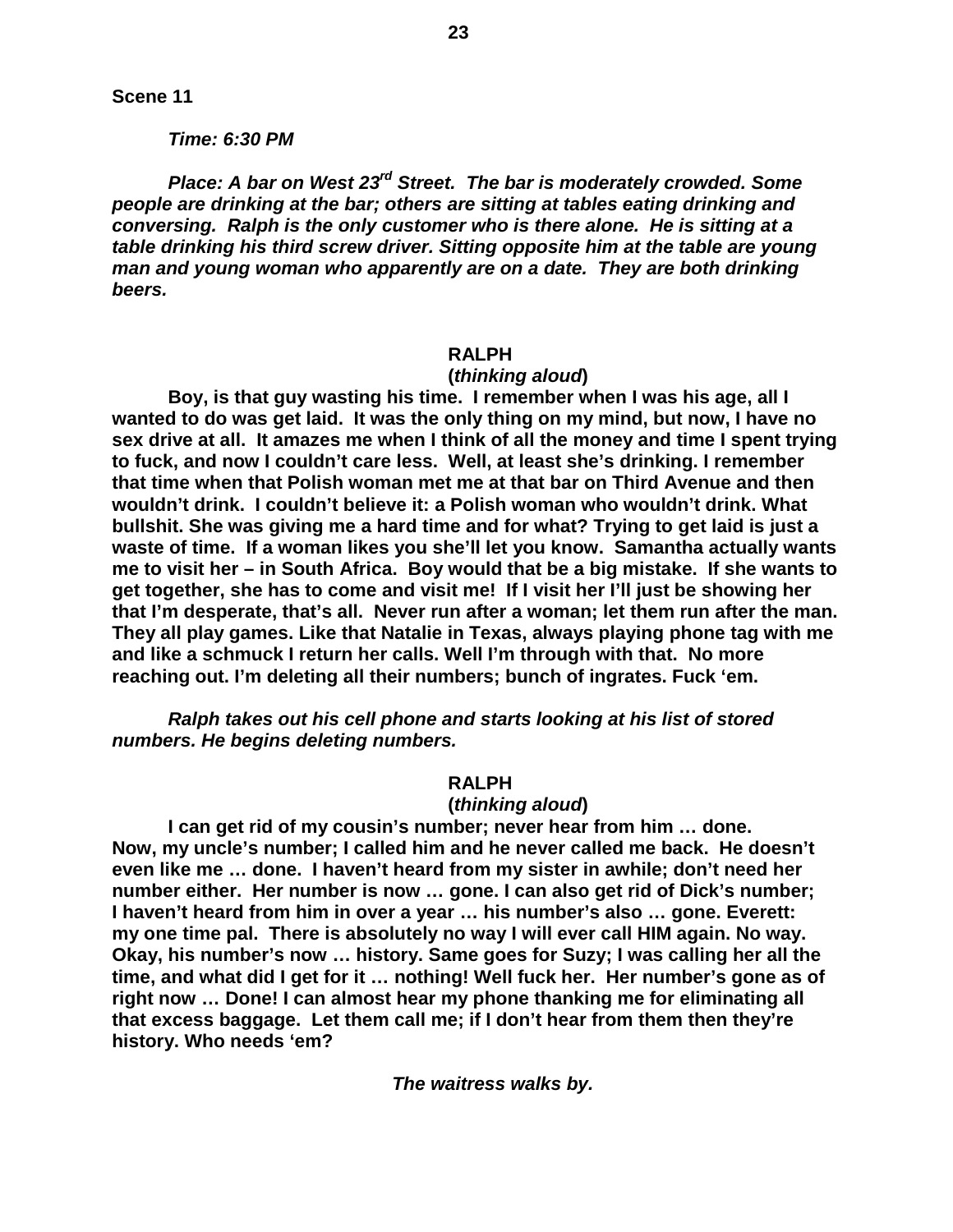**Scene 11**

***Time: 6:30 PM***

***Place: A bar on West 23rd Street. The bar is moderately crowded. Some people are drinking at the bar; others are sitting at tables eating drinking and conversing. Ralph is the only customer who is there alone. He is sitting at a table drinking his third screw driver. Sitting opposite him at the table are young man and young woman who apparently are on a date. They are both drinking beers.***

**RALPH**

**(*thinking aloud*)**

**Boy, is that guy wasting his time. I remember when I was his age, all I wanted to do was get laid. It was the only thing on my mind, but now, I have no sex drive at all. It amazes me when I think of all the money and time I spent trying to fuck, and now I couldn't care less. Well, at least she's drinking. I remember that time when that Polish woman met me at that bar on Third Avenue and then wouldn't drink. I couldn't believe it: a Polish woman who wouldn't drink. What bullshit. She was giving me a hard time and for what? Trying to get laid is just a waste of time. If a woman likes you she'll let you know. Samantha actually wants me to visit her – in South Africa. Boy would that be a big mistake. If she wants to get together, she has to come and visit me! If I visit her I'll just be showing her that I'm desperate, that's all. Never run after a woman; let them run after the man. They all play games. Like that Natalie in Texas, always playing phone tag with me and like a schmuck I return her calls. Well I'm through with that. No more reaching out. I'm deleting all their numbers; bunch of ingrates. Fuck 'em.**

***Ralph takes out his cell phone and starts looking at his list of stored numbers. He begins deleting numbers.***

**RALPH**

**(*thinking aloud*)**

**I can get rid of my cousin's number; never hear from him … done. Now, my uncle's number; I called him and he never called me back. He doesn't even like me … done. I haven't heard from my sister in awhile; don't need her number either. Her number is now … gone. I can also get rid of Dick's number; I haven't heard from him in over a year … his number's also … gone. Everett: my one time pal. There is absolutely no way I will ever call HIM again. No way. Okay, his number's now … history. Same goes for Suzy; I was calling her all the time, and what did I get for it … nothing! Well fuck her. Her number's gone as of right now … Done! I can almost hear my phone thanking me for eliminating all that excess baggage. Let them call me; if I don't hear from them then they're history. Who needs 'em?**

***The waitress walks by.***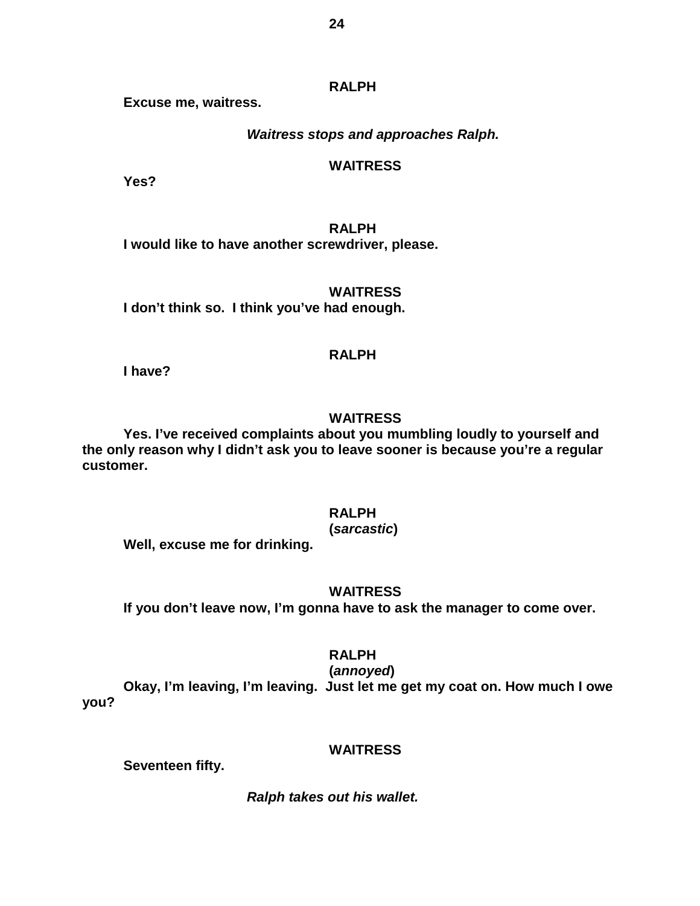**RALPH**

**Excuse me, waitress.**

***Waitress stops and approaches Ralph.***

**WAITRESS**

**Yes?**

**RALPH**

**I would like to have another screwdriver, please.**

**WAITRESS**

**I don't think so. I think you've had enough.**

**RALPH**

**I have?**

**WAITRESS**

**Yes. I've received complaints about you mumbling loudly to yourself and the only reason why I didn't ask you to leave sooner is because you're a regular customer.**

**RALPH**
**(*sarcastic*)**

**Well, excuse me for drinking.**

**WAITRESS**

**If you don't leave now, I'm gonna have to ask the manager to come over.**

**RALPH**
**(*annoyed*)**

**Okay, I'm leaving, I'm leaving. Just let me get my coat on. How much I owe you?**

**WAITRESS**

**Seventeen fifty.**

***Ralph takes out his wallet.***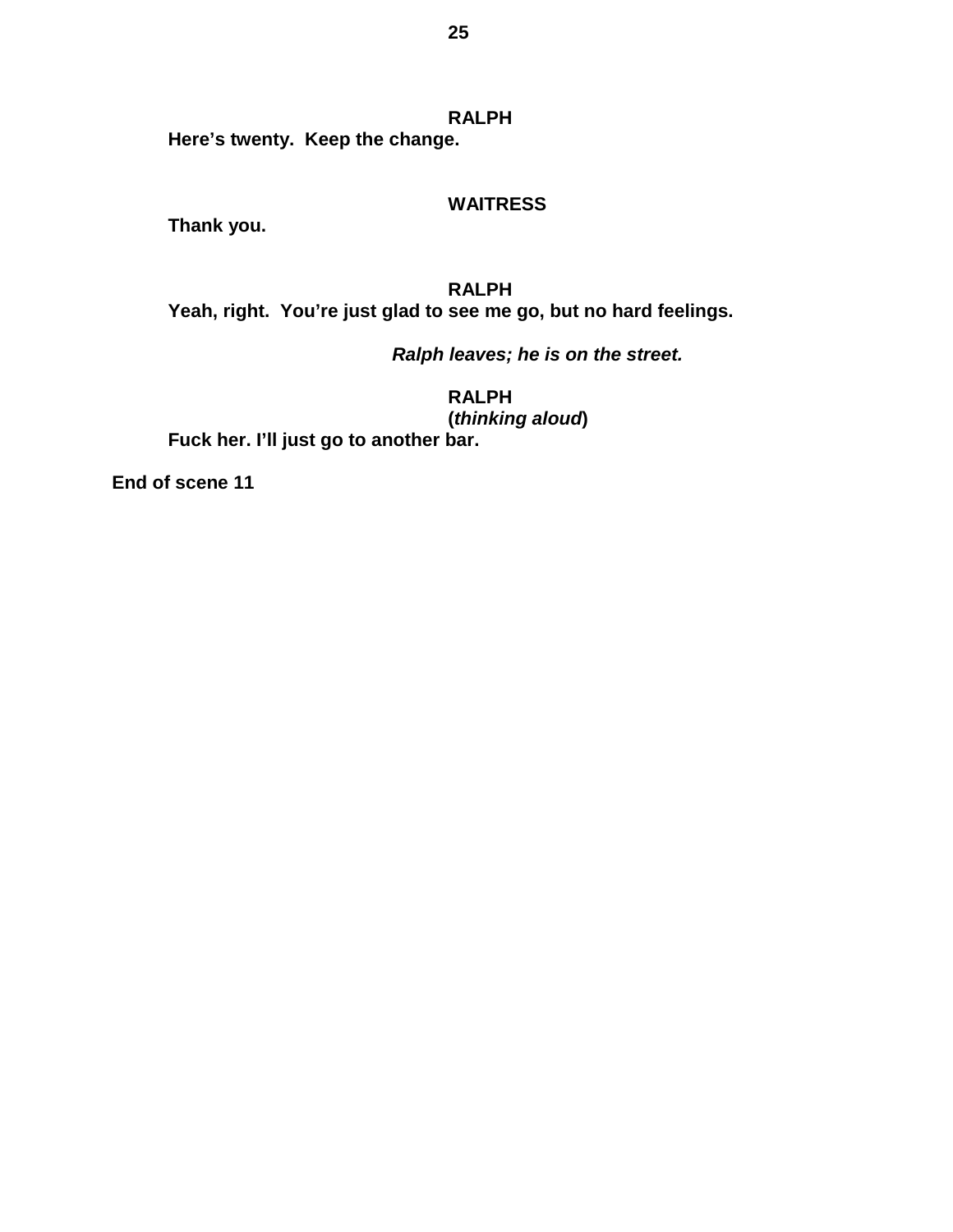**RALPH**

**Here's twenty. Keep the change.**

**WAITRESS**

**Thank you.**

**RALPH**

**Yeah, right. You're just glad to see me go, but no hard feelings.**

***Ralph leaves; he is on the street.***

**RALPH**
**(*thinking aloud*)**

**Fuck her. I'll just go to another bar.**

**End of scene 11**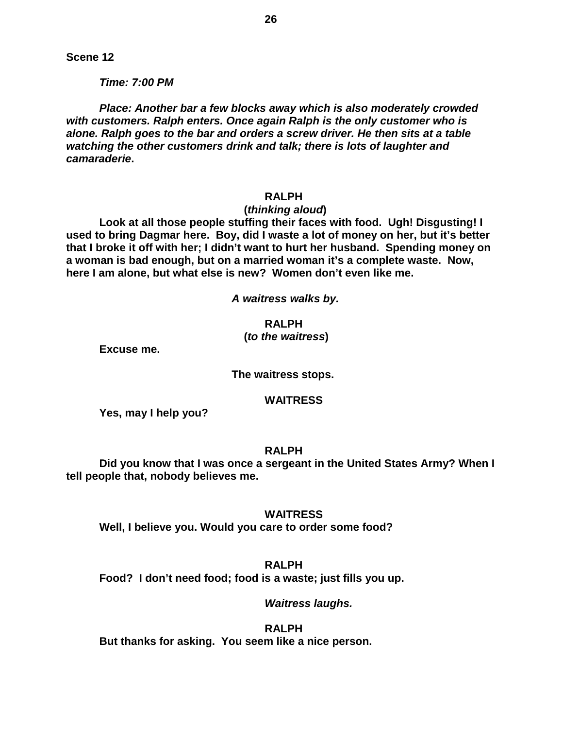**Scene 12**

***Time: 7:00 PM***

***Place: Another bar a few blocks away which is also moderately crowded with customers. Ralph enters. Once again Ralph is the only customer who is alone. Ralph goes to the bar and orders a screw driver. He then sits at a table watching the other customers drink and talk; there is lots of laughter and camaraderie*.**

**RALPH**

**(*thinking aloud*)**

**Look at all those people stuffing their faces with food. Ugh! Disgusting! I used to bring Dagmar here. Boy, did I waste a lot of money on her, but it's better that I broke it off with her; I didn't want to hurt her husband. Spending money on a woman is bad enough, but on a married woman it's a complete waste. Now, here I am alone, but what else is new? Women don't even like me.**

***A waitress walks by.***

**RALPH**

**(*to the waitress*)**

**Excuse me.**

**The waitress stops.**

**WAITRESS**

**Yes, may I help you?**

**RALPH**

**Did you know that I was once a sergeant in the United States Army? When I tell people that, nobody believes me.**

**WAITRESS**

**Well, I believe you. Would you care to order some food?**

**RALPH**

**Food? I don't need food; food is a waste; just fills you up.**

***Waitress laughs.***

**RALPH**

**But thanks for asking. You seem like a nice person.**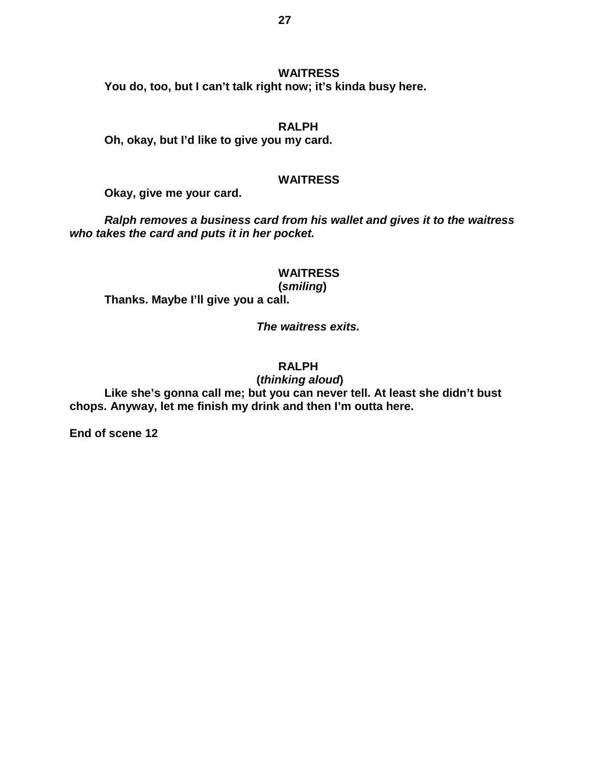**WAITRESS**

**You do, too, but I can't talk right now; it's kinda busy here.**

**RALPH**

**Oh, okay, but I'd like to give you my card.**

**WAITRESS**

**Okay, give me your card.**

***Ralph removes a business card from his wallet and gives it to the waitress who takes the card and puts it in her pocket.***

**WAITRESS**
**(*smiling*)**

**Thanks. Maybe I'll give you a call.**

***The waitress exits.***

**RALPH**
**(*thinking aloud*)**

**Like she's gonna call me; but you can never tell. At least she didn't bust chops. Anyway, let me finish my drink and then I'm outta here.**

**End of scene 12**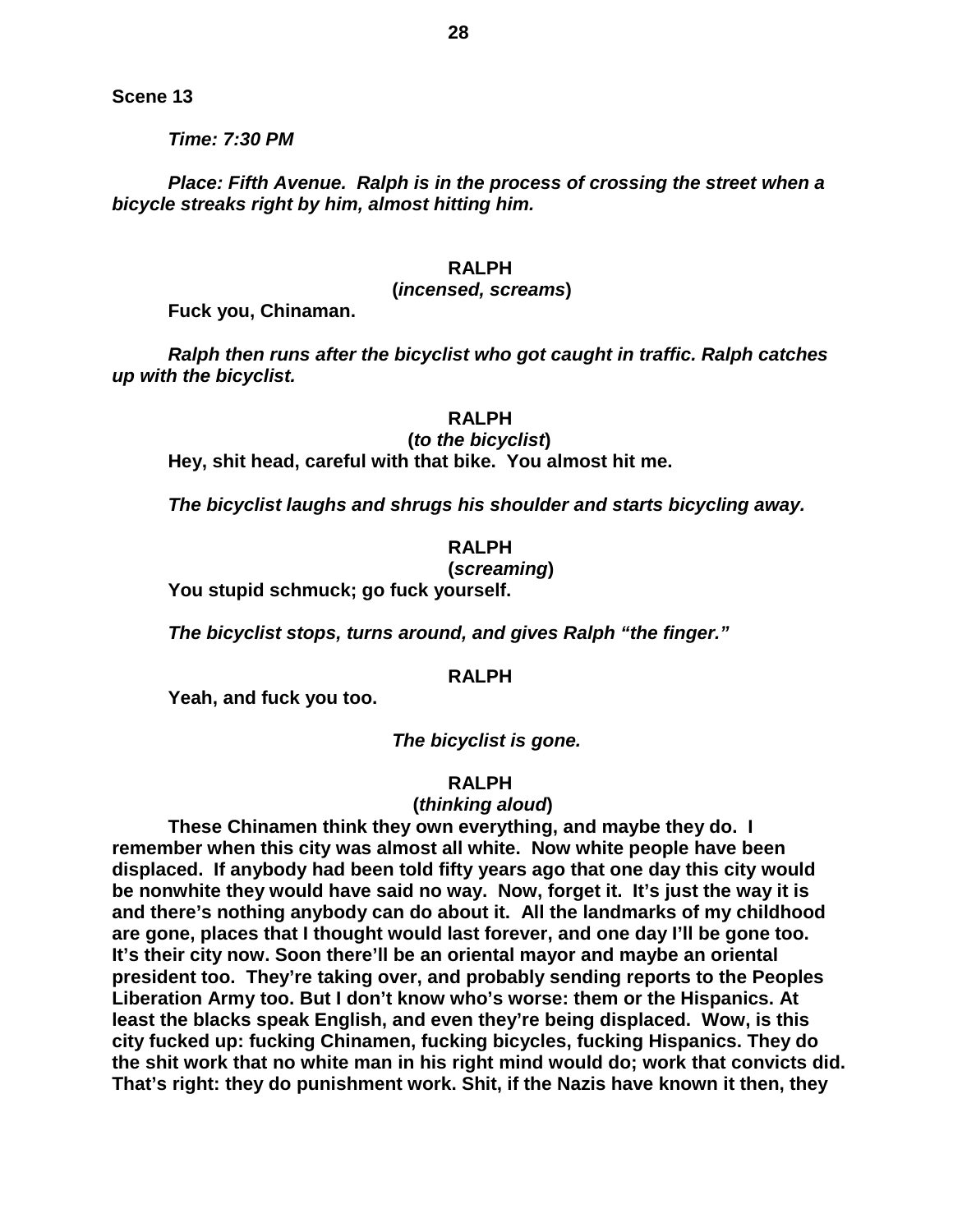**Scene 13**

***Time: 7:30 PM***

***Place: Fifth Avenue. Ralph is in the process of crossing the street when a bicycle streaks right by him, almost hitting him.***

**RALPH**

**(*incensed, screams*)**

**Fuck you, Chinaman.**

***Ralph then runs after the bicyclist who got caught in traffic. Ralph catches up with the bicyclist.***

**RALPH**

**(*to the bicyclist*)**

**Hey, shit head, careful with that bike. You almost hit me.**

***The bicyclist laughs and shrugs his shoulder and starts bicycling away.***

**RALPH**

**(*screaming*)**

**You stupid schmuck; go fuck yourself.**

***The bicyclist stops, turns around, and gives Ralph "the finger."***

**RALPH**

**Yeah, and fuck you too.**

***The bicyclist is gone.***

**RALPH**

**(*thinking aloud*)**

**These Chinamen think they own everything, and maybe they do. I remember when this city was almost all white. Now white people have been displaced. If anybody had been told fifty years ago that one day this city would be nonwhite they would have said no way. Now, forget it. It's just the way it is and there's nothing anybody can do about it. All the landmarks of my childhood are gone, places that I thought would last forever, and one day I'll be gone too. It's their city now. Soon there'll be an oriental mayor and maybe an oriental president too. They're taking over, and probably sending reports to the Peoples Liberation Army too. But I don't know who's worse: them or the Hispanics. At least the blacks speak English, and even they're being displaced. Wow, is this city fucked up: fucking Chinamen, fucking bicycles, fucking Hispanics. They do the shit work that no white man in his right mind would do; work that convicts did. That's right: they do punishment work. Shit, if the Nazis have known it then, they**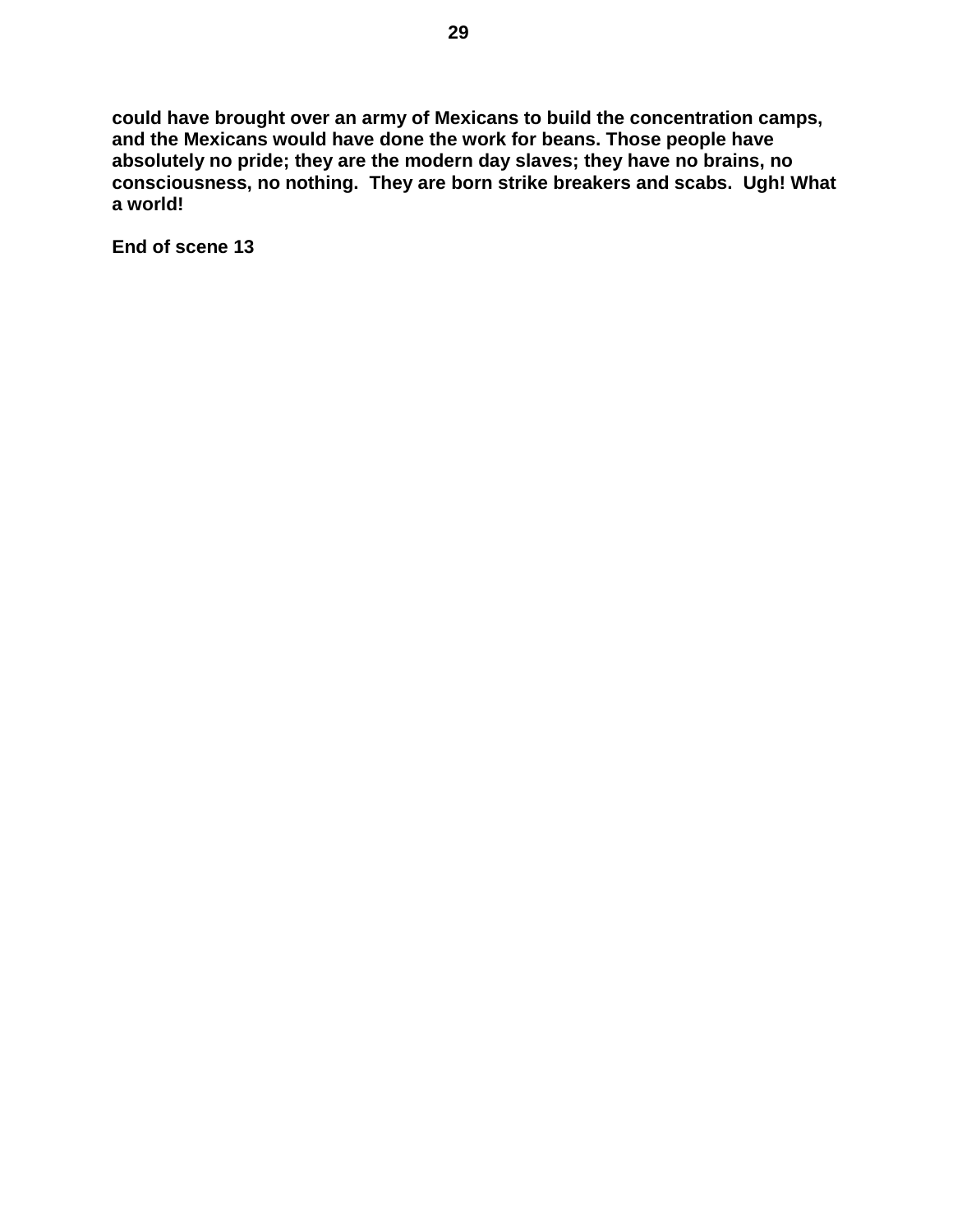**could have brought over an army of Mexicans to build the concentration camps, and the Mexicans would have done the work for beans. Those people have absolutely no pride; they are the modern day slaves; they have no brains, no consciousness, no nothing.  They are born strike breakers and scabs.  Ugh! What a world!**

**End of scene 13**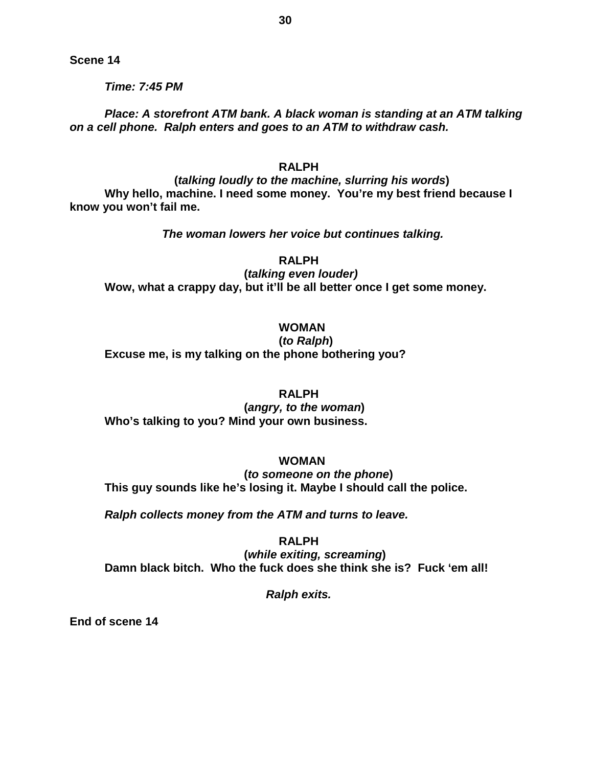**Scene 14**

***Time: 7:45 PM***

***Place: A storefront ATM bank. A black woman is standing at an ATM talking on a cell phone. Ralph enters and goes to an ATM to withdraw cash.***

**RALPH**

**(*talking loudly to the machine, slurring his words*)**

**Why hello, machine. I need some money. You're my best friend because I know you won't fail me.**

***The woman lowers her voice but continues talking.***

**RALPH**

**(*talking even louder)***

**Wow, what a crappy day, but it'll be all better once I get some money.**

**WOMAN**

**(*to Ralph*)**

**Excuse me, is my talking on the phone bothering you?**

**RALPH**

**(*angry, to the woman*)**

**Who's talking to you? Mind your own business.**

**WOMAN**

**(*to someone on the phone*)**

**This guy sounds like he's losing it. Maybe I should call the police.**

***Ralph collects money from the ATM and turns to leave.***

**RALPH**

**(*while exiting, screaming*)**

**Damn black bitch. Who the fuck does she think she is? Fuck 'em all!**

***Ralph exits.***

**End of scene 14**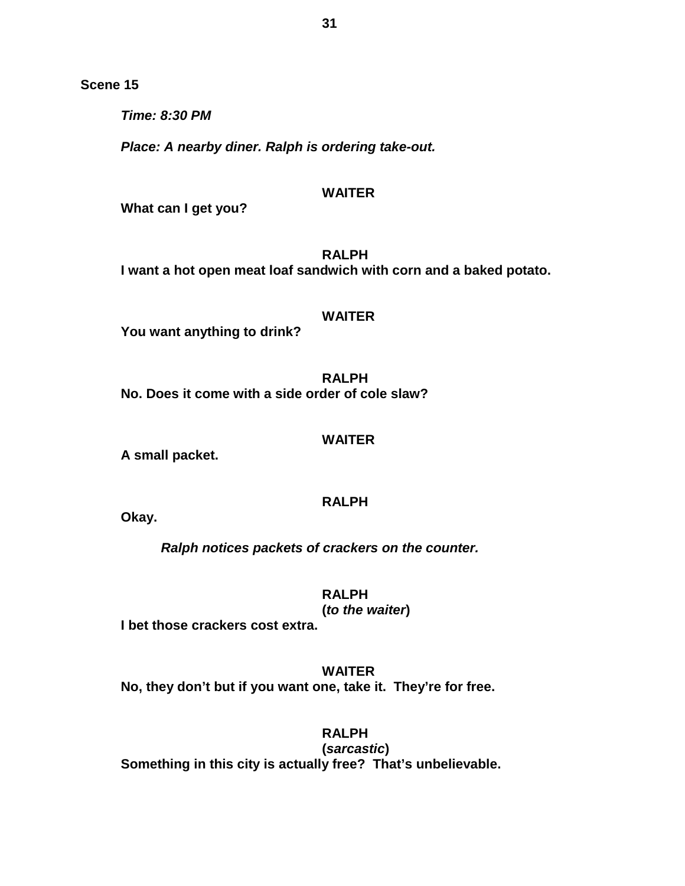**Scene 15**

***Time: 8:30 PM***

***Place: A nearby diner. Ralph is ordering take-out.***

**WAITER**

**What can I get you?**

**RALPH**

**I want a hot open meat loaf sandwich with corn and a baked potato.**

**WAITER**

**You want anything to drink?**

**RALPH**

**No. Does it come with a side order of cole slaw?**

**WAITER**

**A small packet.**

**RALPH**

**Okay.**

***Ralph notices packets of crackers on the counter.***

**RALPH**

**(*to the waiter*)**

**I bet those crackers cost extra.**

**WAITER**

**No, they don't but if you want one, take it. They're for free.**

**RALPH**

**(*sarcastic*)**

**Something in this city is actually free? That's unbelievable.**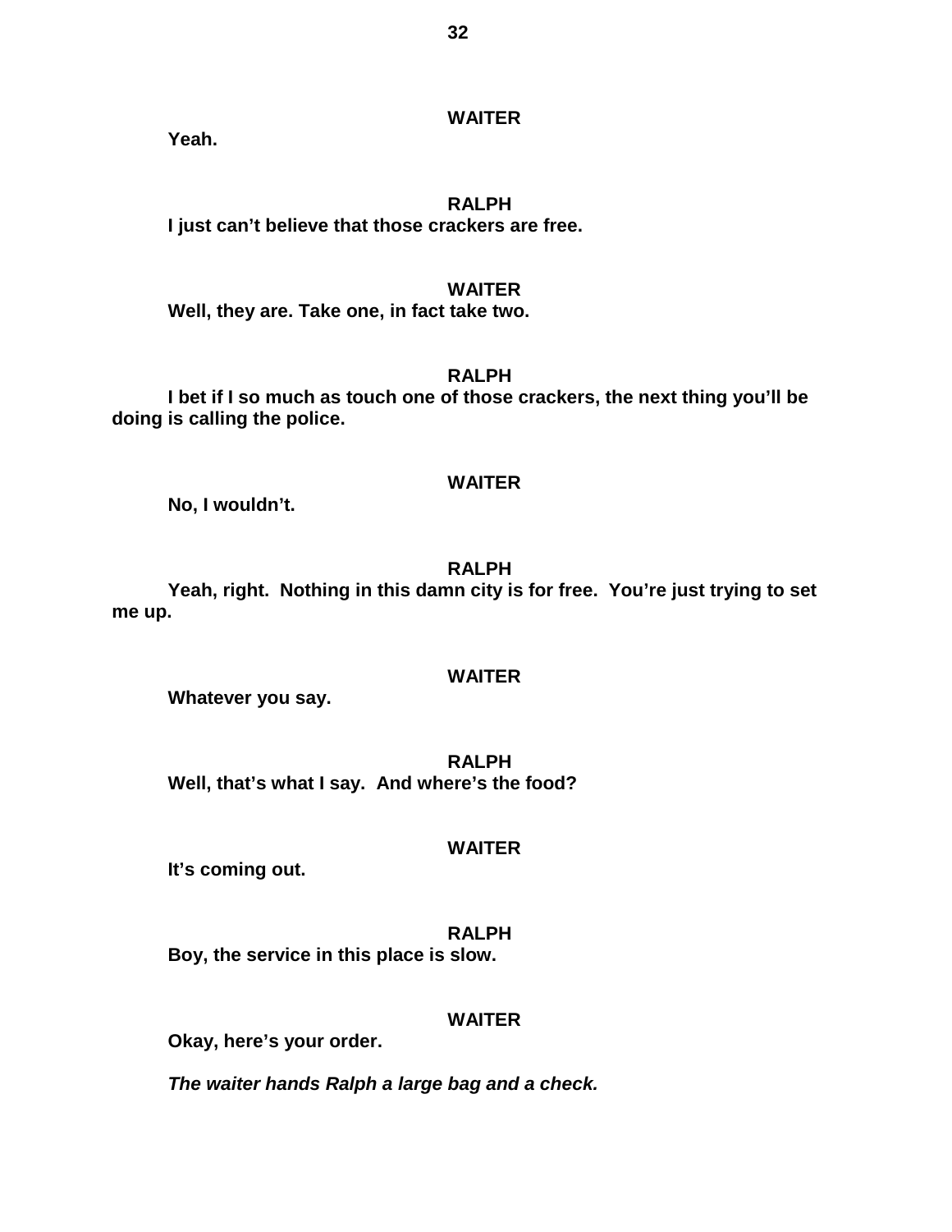**WAITER**

**Yeah.**

**RALPH**

**I just can't believe that those crackers are free.**

**WAITER**

**Well, they are. Take one, in fact take two.**

**RALPH**

**I bet if I so much as touch one of those crackers, the next thing you'll be doing is calling the police.**

**WAITER**

**No, I wouldn't.**

**RALPH**

**Yeah, right. Nothing in this damn city is for free. You're just trying to set me up.**

**WAITER**

**Whatever you say.**

**RALPH**

**Well, that's what I say. And where's the food?**

**WAITER**

**It's coming out.**

**RALPH**

**Boy, the service in this place is slow.**

**WAITER**

**Okay, here's your order.**

***The waiter hands Ralph a large bag and a check.***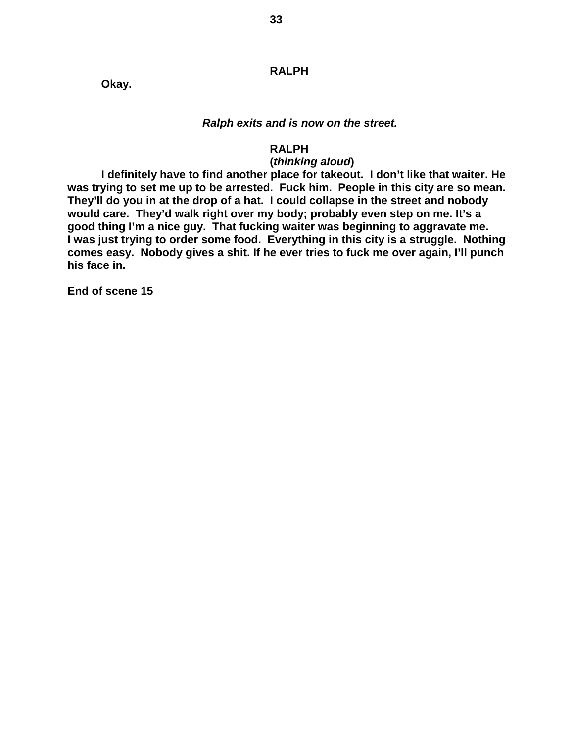**RALPH**

**Okay.**

***Ralph exits and is now on the street.***

**RALPH**
**(*thinking aloud*)**

**I definitely have to find another place for takeout. I don't like that waiter. He was trying to set me up to be arrested. Fuck him. People in this city are so mean. They'll do you in at the drop of a hat. I could collapse in the street and nobody would care. They'd walk right over my body; probably even step on me. It's a good thing I'm a nice guy. That fucking waiter was beginning to aggravate me. I was just trying to order some food. Everything in this city is a struggle. Nothing comes easy. Nobody gives a shit. If he ever tries to fuck me over again, I'll punch his face in.**

**End of scene 15**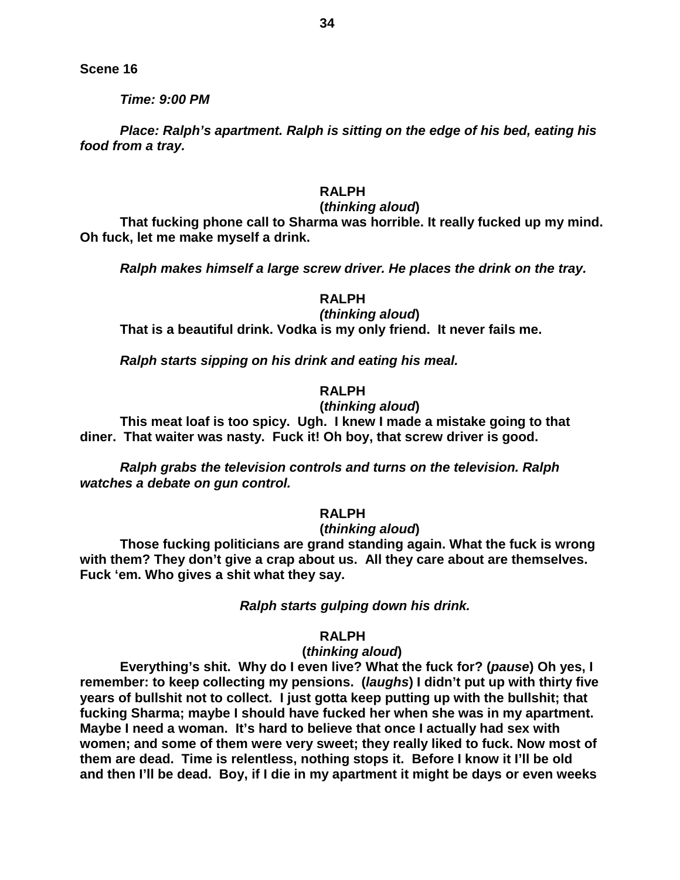**Scene 16**

***Time: 9:00 PM***

***Place: Ralph's apartment. Ralph is sitting on the edge of his bed, eating his food from a tray.***

**RALPH**

**(*thinking aloud*)**

**That fucking phone call to Sharma was horrible. It really fucked up my mind. Oh fuck, let me make myself a drink.**

***Ralph makes himself a large screw driver. He places the drink on the tray.***

**RALPH**

***(thinking aloud*)**

**That is a beautiful drink. Vodka is my only friend. It never fails me.**

***Ralph starts sipping on his drink and eating his meal.***

**RALPH**

**(*thinking aloud*)**

**This meat loaf is too spicy. Ugh. I knew I made a mistake going to that diner. That waiter was nasty. Fuck it! Oh boy, that screw driver is good.**

***Ralph grabs the television controls and turns on the television. Ralph watches a debate on gun control.***

**RALPH**

**(*thinking aloud*)**

**Those fucking politicians are grand standing again. What the fuck is wrong with them? They don't give a crap about us. All they care about are themselves. Fuck 'em. Who gives a shit what they say.**

***Ralph starts gulping down his drink.***

**RALPH**

**(*thinking aloud*)**

**Everything's shit. Why do I even live? What the fuck for? (*pause*) Oh yes, I remember: to keep collecting my pensions. (*laughs*) I didn't put up with thirty five years of bullshit not to collect. I just gotta keep putting up with the bullshit; that fucking Sharma; maybe I should have fucked her when she was in my apartment. Maybe I need a woman. It's hard to believe that once I actually had sex with women; and some of them were very sweet; they really liked to fuck. Now most of them are dead. Time is relentless, nothing stops it. Before I know it I'll be old and then I'll be dead. Boy, if I die in my apartment it might be days or even weeks**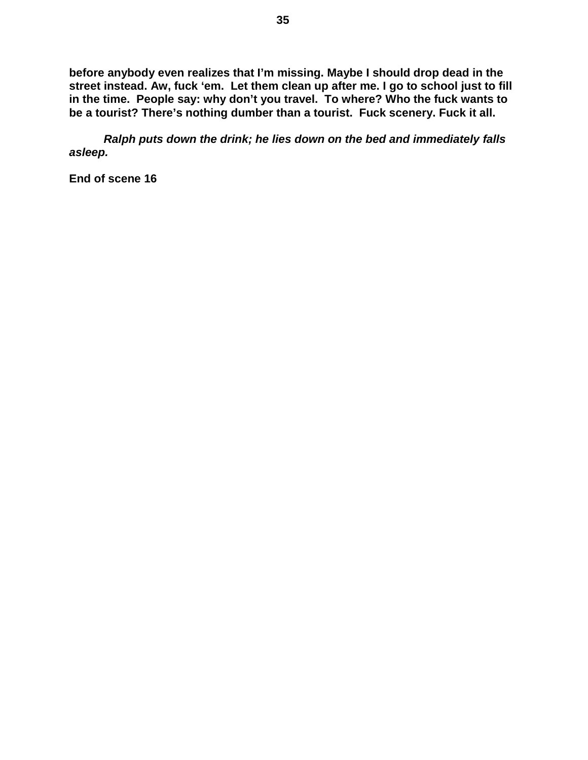**before anybody even realizes that I'm missing. Maybe I should drop dead in the street instead. Aw, fuck 'em. Let them clean up after me. I go to school just to fill in the time. People say: why don't you travel. To where? Who the fuck wants to be a tourist? There's nothing dumber than a tourist. Fuck scenery. Fuck it all.**

***Ralph puts down the drink; he lies down on the bed and immediately falls asleep.***

**End of scene 16**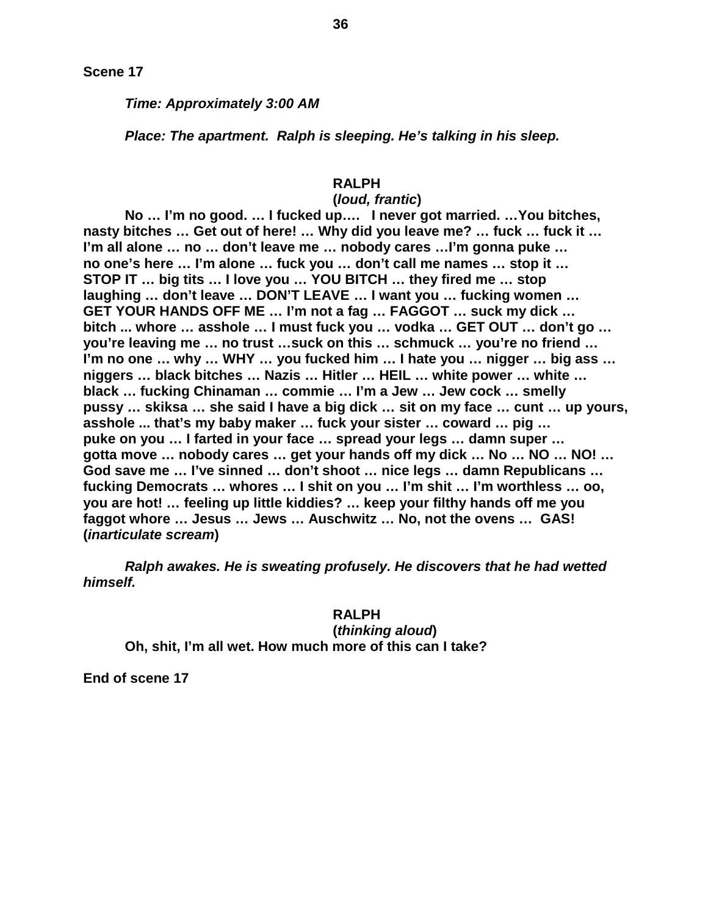**Scene 17**

***Time: Approximately 3:00 AM***

***Place: The apartment. Ralph is sleeping. He's talking in his sleep.***

**RALPH**
**(*loud, frantic*)**

**No … I'm no good. … I fucked up…. I never got married. …You bitches, nasty bitches … Get out of here! … Why did you leave me? … fuck … fuck it … I'm all alone … no … don't leave me … nobody cares …I'm gonna puke … no one's here … I'm alone … fuck you … don't call me names … stop it … STOP IT … big tits … I love you … YOU BITCH … they fired me … stop laughing … don't leave … DON'T LEAVE … I want you … fucking women … GET YOUR HANDS OFF ME … I'm not a fag … FAGGOT … suck my dick … bitch ... whore … asshole … I must fuck you … vodka … GET OUT … don't go … you're leaving me … no trust …suck on this … schmuck … you're no friend … I'm no one … why … WHY … you fucked him … I hate you … nigger … big ass … niggers … black bitches … Nazis … Hitler … HEIL … white power … white … black … fucking Chinaman … commie … I'm a Jew … Jew cock … smelly pussy … skiksa … she said I have a big dick … sit on my face … cunt … up yours, asshole ... that's my baby maker … fuck your sister … coward … pig … puke on you … I farted in your face … spread your legs … damn super … gotta move … nobody cares … get your hands off my dick … No … NO … NO! … God save me … I've sinned … don't shoot … nice legs … damn Republicans … fucking Democrats … whores … I shit on you … I'm shit … I'm worthless … oo, you are hot! … feeling up little kiddies? … keep your filthy hands off me you faggot whore … Jesus … Jews … Auschwitz … No, not the ovens … GAS! (*inarticulate scream*)**

***Ralph awakes. He is sweating profusely. He discovers that he had wetted himself.***

**RALPH**
**(*thinking aloud*)**

**Oh, shit, I'm all wet. How much more of this can I take?**

**End of scene 17**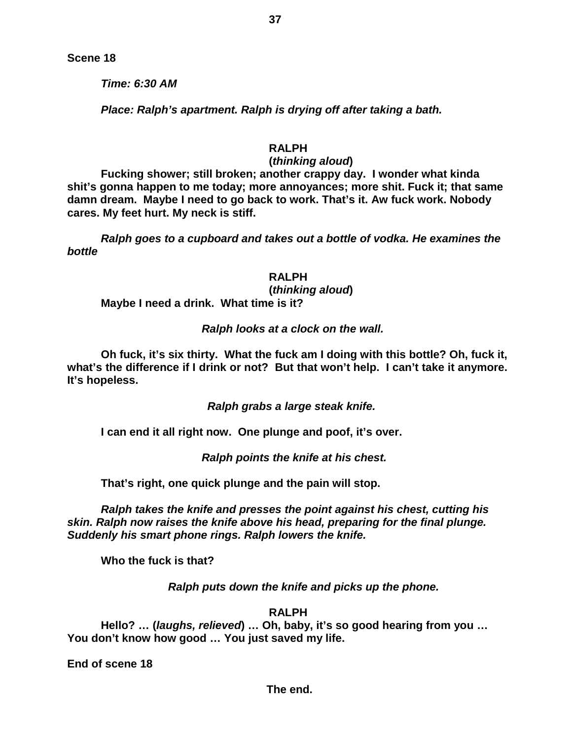**Scene 18**

***Time: 6:30 AM***

***Place: Ralph's apartment. Ralph is drying off after taking a bath.***

**RALPH**
**(*thinking aloud*)**

**Fucking shower; still broken; another crappy day. I wonder what kinda shit's gonna happen to me today; more annoyances; more shit. Fuck it; that same damn dream. Maybe I need to go back to work. That's it. Aw fuck work. Nobody cares. My feet hurt. My neck is stiff.**

***Ralph goes to a cupboard and takes out a bottle of vodka. He examines the bottle***

**RALPH**
**(*thinking aloud*)**

**Maybe I need a drink. What time is it?**

***Ralph looks at a clock on the wall.***

**Oh fuck, it's six thirty. What the fuck am I doing with this bottle? Oh, fuck it, what's the difference if I drink or not? But that won't help. I can't take it anymore. It's hopeless.**

***Ralph grabs a large steak knife.***

**I can end it all right now. One plunge and poof, it's over.**

***Ralph points the knife at his chest.***

**That's right, one quick plunge and the pain will stop.**

***Ralph takes the knife and presses the point against his chest, cutting his skin. Ralph now raises the knife above his head, preparing for the final plunge. Suddenly his smart phone rings. Ralph lowers the knife.***

**Who the fuck is that?**

***Ralph puts down the knife and picks up the phone.***

**RALPH**

**Hello? … (*laughs, relieved*) … Oh, baby, it's so good hearing from you … You don't know how good … You just saved my life.**

**End of scene 18**

**The end.**